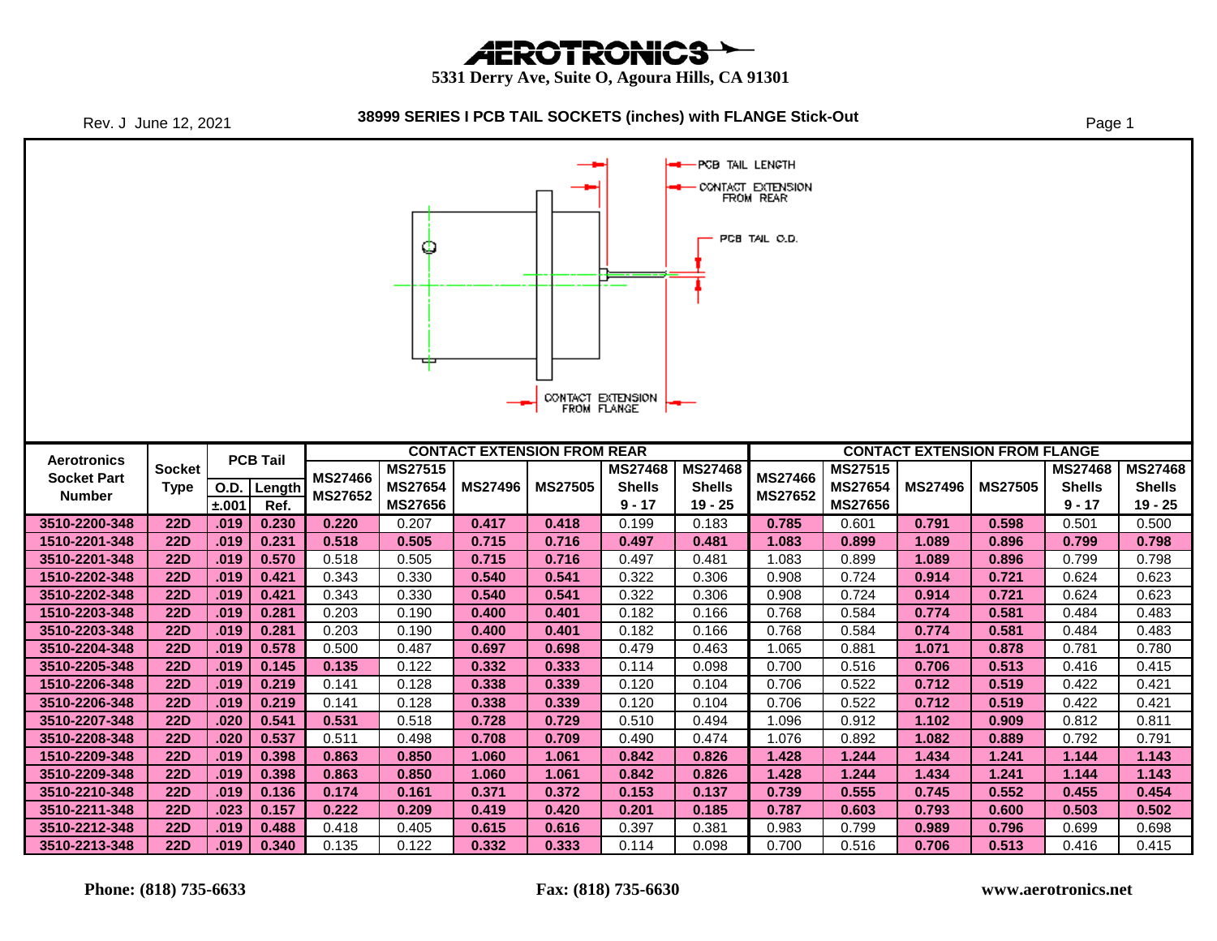# AEROTRONICS

5331 Derry Ave, Suite O, Agoura Hills, CA 91301

Rev. J June 12, 2021

## 38999 SERIES I PCB TAIL SOCKETS (inches) with FLANGE Stick-Out

PCB TAIL LENGTH
CONTACT EXTENSION FROM REAR
PCB TAIL O.D.
CONTACT EXTENSION FROM FLANGE

| Aerotronics Socket Part Number | Socket Type | PCB Tail | | CONTACT EXTENSION FROM REAR | | | | | | CONTACT EXTENSION FROM FLANGE | | | | | |
|---|---|---|---|---|---|---|---|---|---|---|---|---|---|---|---|
| | | O.D. ±.001 | Length Ref. | MS27466 MS27652 | MS27515 MS27654 MS27656 | MS27496 | MS27505 | MS27468 Shells 9 - 17 | MS27468 Shells 19 - 25 | MS27466 MS27652 | MS27515 MS27654 MS27656 | MS27496 | MS27505 | MS27468 Shells 9 - 17 | MS27468 Shells 19 - 25 |
| 3510-2200-348 | 22D | .019 | 0.230 | 0.220 | 0.207 | 0.417 | 0.418 | 0.199 | 0.183 | 0.785 | 0.601 | 0.791 | 0.598 | 0.501 | 0.500 |
| 1510-2201-348 | 22D | .019 | 0.231 | 0.518 | 0.505 | 0.715 | 0.716 | 0.497 | 0.481 | 1.083 | 0.899 | 1.089 | 0.896 | 0.799 | 0.798 |
| 3510-2201-348 | 22D | .019 | 0.570 | 0.518 | 0.505 | 0.715 | 0.716 | 0.497 | 0.481 | 1.083 | 0.899 | 1.089 | 0.896 | 0.799 | 0.798 |
| 1510-2202-348 | 22D | .019 | 0.421 | 0.343 | 0.330 | 0.540 | 0.541 | 0.322 | 0.306 | 0.908 | 0.724 | 0.914 | 0.721 | 0.624 | 0.623 |
| 3510-2202-348 | 22D | .019 | 0.421 | 0.343 | 0.330 | 0.540 | 0.541 | 0.322 | 0.306 | 0.908 | 0.724 | 0.914 | 0.721 | 0.624 | 0.623 |
| 1510-2203-348 | 22D | .019 | 0.281 | 0.203 | 0.190 | 0.400 | 0.401 | 0.182 | 0.166 | 0.768 | 0.584 | 0.774 | 0.581 | 0.484 | 0.483 |
| 3510-2203-348 | 22D | .019 | 0.281 | 0.203 | 0.190 | 0.400 | 0.401 | 0.182 | 0.166 | 0.768 | 0.584 | 0.774 | 0.581 | 0.484 | 0.483 |
| 3510-2204-348 | 22D | .019 | 0.578 | 0.500 | 0.487 | 0.697 | 0.698 | 0.479 | 0.463 | 1.065 | 0.881 | 1.071 | 0.878 | 0.781 | 0.780 |
| 3510-2205-348 | 22D | .019 | 0.145 | 0.135 | 0.122 | 0.332 | 0.333 | 0.114 | 0.098 | 0.700 | 0.516 | 0.706 | 0.513 | 0.416 | 0.415 |
| 1510-2206-348 | 22D | .019 | 0.219 | 0.141 | 0.128 | 0.338 | 0.339 | 0.120 | 0.104 | 0.706 | 0.522 | 0.712 | 0.519 | 0.422 | 0.421 |
| 3510-2206-348 | 22D | .019 | 0.219 | 0.141 | 0.128 | 0.338 | 0.339 | 0.120 | 0.104 | 0.706 | 0.522 | 0.712 | 0.519 | 0.422 | 0.421 |
| 3510-2207-348 | 22D | .020 | 0.541 | 0.531 | 0.518 | 0.728 | 0.729 | 0.510 | 0.494 | 1.096 | 0.912 | 1.102 | 0.909 | 0.812 | 0.811 |
| 3510-2208-348 | 22D | .020 | 0.537 | 0.511 | 0.498 | 0.708 | 0.709 | 0.490 | 0.474 | 1.076 | 0.892 | 1.082 | 0.889 | 0.792 | 0.791 |
| 1510-2209-348 | 22D | .019 | 0.398 | 0.863 | 0.850 | 1.060 | 1.061 | 0.842 | 0.826 | 1.428 | 1.244 | 1.434 | 1.241 | 1.144 | 1.143 |
| 3510-2209-348 | 22D | .019 | 0.398 | 0.863 | 0.850 | 1.060 | 1.061 | 0.842 | 0.826 | 1.428 | 1.244 | 1.434 | 1.241 | 1.144 | 1.143 |
| 3510-2210-348 | 22D | .019 | 0.136 | 0.174 | 0.161 | 0.371 | 0.372 | 0.153 | 0.137 | 0.739 | 0.555 | 0.745 | 0.552 | 0.455 | 0.454 |
| 3510-2211-348 | 22D | .023 | 0.157 | 0.222 | 0.209 | 0.419 | 0.420 | 0.201 | 0.185 | 0.787 | 0.603 | 0.793 | 0.600 | 0.503 | 0.502 |
| 3510-2212-348 | 22D | .019 | 0.488 | 0.418 | 0.405 | 0.615 | 0.616 | 0.397 | 0.381 | 0.983 | 0.799 | 0.989 | 0.796 | 0.699 | 0.698 |
| 3510-2213-348 | 22D | .019 | 0.340 | 0.135 | 0.122 | 0.332 | 0.333 | 0.114 | 0.098 | 0.700 | 0.516 | 0.706 | 0.513 | 0.416 | 0.415 |

Phone: (818) 735-6633 Fax: (818) 735-6630 www.aerotronics.net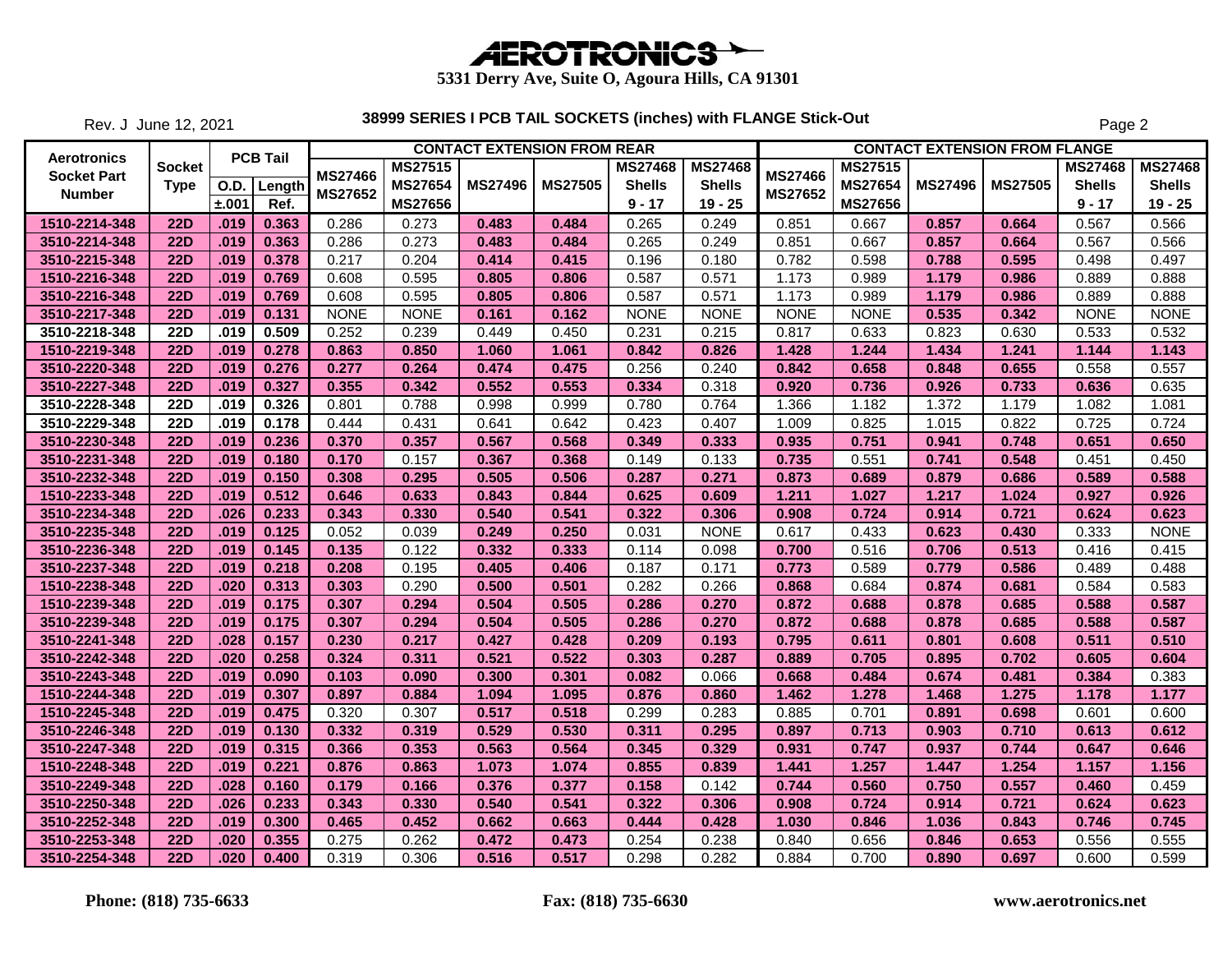# AEROTRONICS

**5331 Derry Ave, Suite O, Agoura Hills, CA 91301**

Rev. J June 12, 2021

## 38999 SERIES I PCB TAIL SOCKETS (inches) with FLANGE Stick-Out

| Aerotronics Socket Part Number | Socket Type | PCB Tail | | CONTACT EXTENSION FROM REAR | | | | | | CONTACT EXTENSION FROM FLANGE | | | | | |
|---|---|---|---|---|---|---|---|---|---|---|---|---|---|---|---|
| | | O.D. ±.001 | Length Ref. | MS27466 MS27652 | MS27515 MS27654 MS27656 | MS27496 | MS27505 | MS27468 Shells 9 - 17 | MS27468 Shells 19 - 25 | MS27466 MS27652 | MS27515 MS27654 MS27656 | MS27496 | MS27505 | MS27468 Shells 9 - 17 | MS27468 Shells 19 - 25 |
| 1510-2214-348 | 22D | .019 | 0.363 | 0.286 | 0.273 | 0.483 | 0.484 | 0.265 | 0.249 | 0.851 | 0.667 | 0.857 | 0.664 | 0.567 | 0.566 |
| 3510-2214-348 | 22D | .019 | 0.363 | 0.286 | 0.273 | 0.483 | 0.484 | 0.265 | 0.249 | 0.851 | 0.667 | 0.857 | 0.664 | 0.567 | 0.566 |
| 3510-2215-348 | 22D | .019 | 0.378 | 0.217 | 0.204 | 0.414 | 0.415 | 0.196 | 0.180 | 0.782 | 0.598 | 0.788 | 0.595 | 0.498 | 0.497 |
| 1510-2216-348 | 22D | .019 | 0.769 | 0.608 | 0.595 | 0.805 | 0.806 | 0.587 | 0.571 | 1.173 | 0.989 | 1.179 | 0.986 | 0.889 | 0.888 |
| 3510-2216-348 | 22D | .019 | 0.769 | 0.608 | 0.595 | 0.805 | 0.806 | 0.587 | 0.571 | 1.173 | 0.989 | 1.179 | 0.986 | 0.889 | 0.888 |
| 3510-2217-348 | 22D | .019 | 0.131 | NONE | NONE | 0.161 | 0.162 | NONE | NONE | NONE | NONE | 0.535 | 0.342 | NONE | NONE |
| 3510-2218-348 | 22D | .019 | 0.509 | 0.252 | 0.239 | 0.449 | 0.450 | 0.231 | 0.215 | 0.817 | 0.633 | 0.823 | 0.630 | 0.533 | 0.532 |
| 1510-2219-348 | 22D | .019 | 0.278 | 0.863 | 0.850 | 1.060 | 1.061 | 0.842 | 0.826 | 1.428 | 1.244 | 1.434 | 1.241 | 1.144 | 1.143 |
| 3510-2220-348 | 22D | .019 | 0.276 | 0.277 | 0.264 | 0.474 | 0.475 | 0.256 | 0.240 | 0.842 | 0.658 | 0.848 | 0.655 | 0.558 | 0.557 |
| 3510-2227-348 | 22D | .019 | 0.327 | 0.355 | 0.342 | 0.552 | 0.553 | 0.334 | 0.318 | 0.920 | 0.736 | 0.926 | 0.733 | 0.636 | 0.635 |
| 3510-2228-348 | 22D | .019 | 0.326 | 0.801 | 0.788 | 0.998 | 0.999 | 0.780 | 0.764 | 1.366 | 1.182 | 1.372 | 1.179 | 1.082 | 1.081 |
| 3510-2229-348 | 22D | .019 | 0.178 | 0.444 | 0.431 | 0.641 | 0.642 | 0.423 | 0.407 | 1.009 | 0.825 | 1.015 | 0.822 | 0.725 | 0.724 |
| 3510-2230-348 | 22D | .019 | 0.236 | 0.370 | 0.357 | 0.567 | 0.568 | 0.349 | 0.333 | 0.935 | 0.751 | 0.941 | 0.748 | 0.651 | 0.650 |
| 3510-2231-348 | 22D | .019 | 0.180 | 0.170 | 0.157 | 0.367 | 0.368 | 0.149 | 0.133 | 0.735 | 0.551 | 0.741 | 0.548 | 0.451 | 0.450 |
| 3510-2232-348 | 22D | .019 | 0.150 | 0.308 | 0.295 | 0.505 | 0.506 | 0.287 | 0.271 | 0.873 | 0.689 | 0.879 | 0.686 | 0.589 | 0.588 |
| 1510-2233-348 | 22D | .019 | 0.512 | 0.646 | 0.633 | 0.843 | 0.844 | 0.625 | 0.609 | 1.211 | 1.027 | 1.217 | 1.024 | 0.927 | 0.926 |
| 3510-2234-348 | 22D | .026 | 0.233 | 0.343 | 0.330 | 0.540 | 0.541 | 0.322 | 0.306 | 0.908 | 0.724 | 0.914 | 0.721 | 0.624 | 0.623 |
| 3510-2235-348 | 22D | .019 | 0.125 | 0.052 | 0.039 | 0.249 | 0.250 | 0.031 | NONE | 0.617 | 0.433 | 0.623 | 0.430 | 0.333 | NONE |
| 3510-2236-348 | 22D | .019 | 0.145 | 0.135 | 0.122 | 0.332 | 0.333 | 0.114 | 0.098 | 0.700 | 0.516 | 0.706 | 0.513 | 0.416 | 0.415 |
| 3510-2237-348 | 22D | .019 | 0.218 | 0.208 | 0.195 | 0.405 | 0.406 | 0.187 | 0.171 | 0.773 | 0.589 | 0.779 | 0.586 | 0.489 | 0.488 |
| 1510-2238-348 | 22D | .020 | 0.313 | 0.303 | 0.290 | 0.500 | 0.501 | 0.282 | 0.266 | 0.868 | 0.684 | 0.874 | 0.681 | 0.584 | 0.583 |
| 1510-2239-348 | 22D | .019 | 0.175 | 0.307 | 0.294 | 0.504 | 0.505 | 0.286 | 0.270 | 0.872 | 0.688 | 0.878 | 0.685 | 0.588 | 0.587 |
| 3510-2239-348 | 22D | .019 | 0.175 | 0.307 | 0.294 | 0.504 | 0.505 | 0.286 | 0.270 | 0.872 | 0.688 | 0.878 | 0.685 | 0.588 | 0.587 |
| 3510-2241-348 | 22D | .028 | 0.157 | 0.230 | 0.217 | 0.427 | 0.428 | 0.209 | 0.193 | 0.795 | 0.611 | 0.801 | 0.608 | 0.511 | 0.510 |
| 3510-2242-348 | 22D | .020 | 0.258 | 0.324 | 0.311 | 0.521 | 0.522 | 0.303 | 0.287 | 0.889 | 0.705 | 0.895 | 0.702 | 0.605 | 0.604 |
| 3510-2243-348 | 22D | .019 | 0.090 | 0.103 | 0.090 | 0.300 | 0.301 | 0.082 | 0.066 | 0.668 | 0.484 | 0.674 | 0.481 | 0.384 | 0.383 |
| 1510-2244-348 | 22D | .019 | 0.307 | 0.897 | 0.884 | 1.094 | 1.095 | 0.876 | 0.860 | 1.462 | 1.278 | 1.468 | 1.275 | 1.178 | 1.177 |
| 1510-2245-348 | 22D | .019 | 0.475 | 0.320 | 0.307 | 0.517 | 0.518 | 0.299 | 0.283 | 0.885 | 0.701 | 0.891 | 0.698 | 0.601 | 0.600 |
| 3510-2246-348 | 22D | .019 | 0.130 | 0.332 | 0.319 | 0.529 | 0.530 | 0.311 | 0.295 | 0.897 | 0.713 | 0.903 | 0.710 | 0.613 | 0.612 |
| 3510-2247-348 | 22D | .019 | 0.315 | 0.366 | 0.353 | 0.563 | 0.564 | 0.345 | 0.329 | 0.931 | 0.747 | 0.937 | 0.744 | 0.647 | 0.646 |
| 1510-2248-348 | 22D | .019 | 0.221 | 0.876 | 0.863 | 1.073 | 1.074 | 0.855 | 0.839 | 1.441 | 1.257 | 1.447 | 1.254 | 1.157 | 1.156 |
| 3510-2249-348 | 22D | .028 | 0.160 | 0.179 | 0.166 | 0.376 | 0.377 | 0.158 | 0.142 | 0.744 | 0.560 | 0.750 | 0.557 | 0.460 | 0.459 |
| 3510-2250-348 | 22D | .026 | 0.233 | 0.343 | 0.330 | 0.540 | 0.541 | 0.322 | 0.306 | 0.908 | 0.724 | 0.914 | 0.721 | 0.624 | 0.623 |
| 3510-2252-348 | 22D | .019 | 0.300 | 0.465 | 0.452 | 0.662 | 0.663 | 0.444 | 0.428 | 1.030 | 0.846 | 1.036 | 0.843 | 0.746 | 0.745 |
| 3510-2253-348 | 22D | .020 | 0.355 | 0.275 | 0.262 | 0.472 | 0.473 | 0.254 | 0.238 | 0.840 | 0.656 | 0.846 | 0.653 | 0.556 | 0.555 |
| 3510-2254-348 | 22D | .020 | 0.400 | 0.319 | 0.306 | 0.516 | 0.517 | 0.298 | 0.282 | 0.884 | 0.700 | 0.890 | 0.697 | 0.600 | 0.599 |

**Phone: (818) 735-6633** **Fax: (818) 735-6630** **www.aerotronics.net**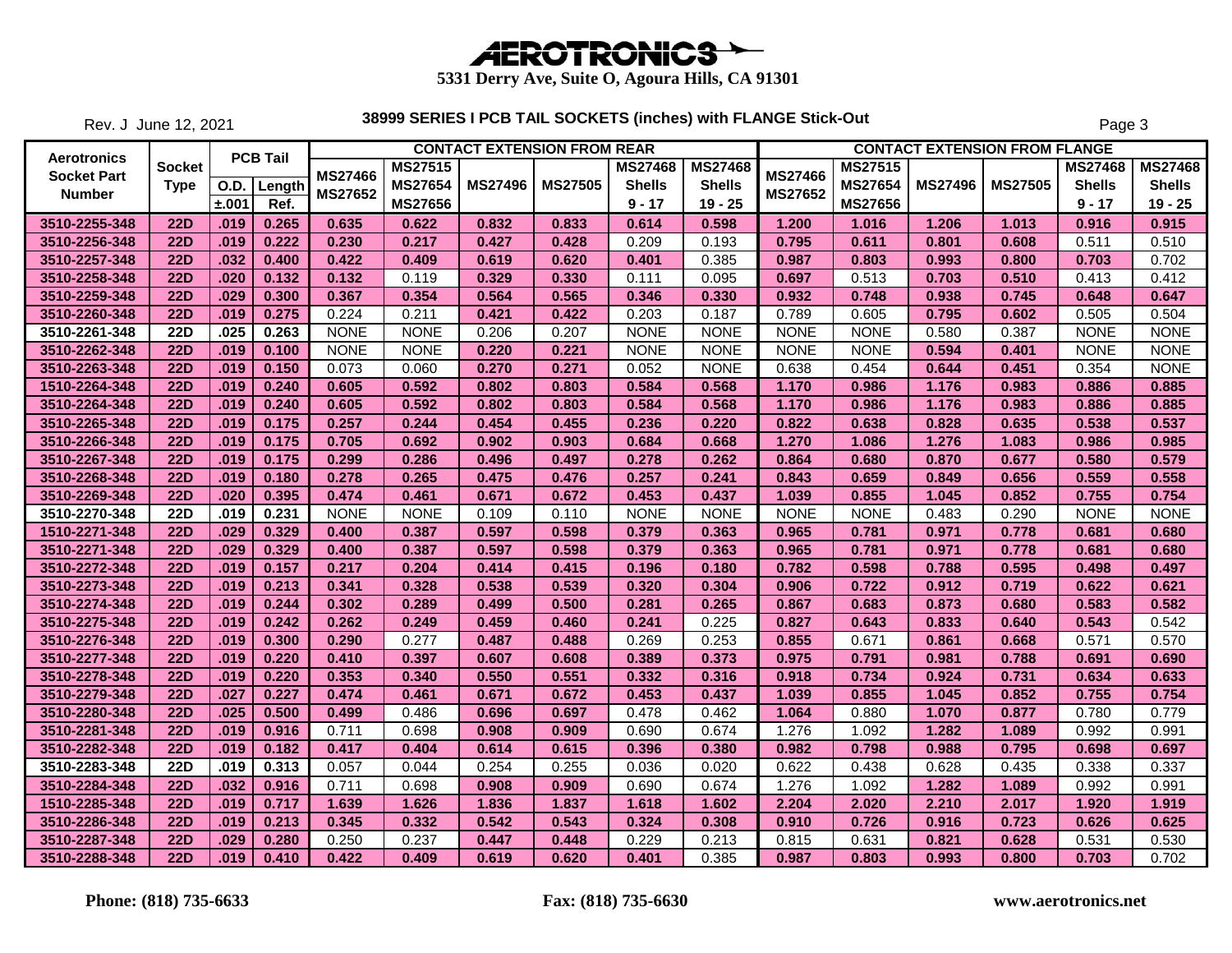# AEROTRONICS

**5331 Derry Ave, Suite O, Agoura Hills, CA 91301**

Rev. J June 12, 2021

## 38999 SERIES I PCB TAIL SOCKETS (inches) with FLANGE Stick-Out

| Aerotronics Socket Part Number | Socket Type | PCB Tail | | CONTACT EXTENSION FROM REAR | | | | | | CONTACT EXTENSION FROM FLANGE | | | | | |
|---|---|---|---|---|---|---|---|---|---|---|---|---|---|---|---|
| | | O.D. ±.001 | Length Ref. | MS27466 MS27652 | MS27515 MS27654 MS27656 | MS27496 | MS27505 | MS27468 Shells 9 - 17 | MS27468 Shells 19 - 25 | MS27466 MS27652 | MS27515 MS27654 MS27656 | MS27496 | MS27505 | MS27468 Shells 9 - 17 | MS27468 Shells 19 - 25 |
| 3510-2255-348 | 22D | .019 | 0.265 | 0.635 | 0.622 | 0.832 | 0.833 | 0.614 | 0.598 | 1.200 | 1.016 | 1.206 | 1.013 | 0.916 | 0.915 |
| 3510-2256-348 | 22D | .019 | 0.222 | 0.230 | 0.217 | 0.427 | 0.428 | 0.209 | 0.193 | 0.795 | 0.611 | 0.801 | 0.608 | 0.511 | 0.510 |
| 3510-2257-348 | 22D | .032 | 0.400 | 0.422 | 0.409 | 0.619 | 0.620 | 0.401 | 0.385 | 0.987 | 0.803 | 0.993 | 0.800 | 0.703 | 0.702 |
| 3510-2258-348 | 22D | .020 | 0.132 | 0.132 | 0.119 | 0.329 | 0.330 | 0.111 | 0.095 | 0.697 | 0.513 | 0.703 | 0.510 | 0.413 | 0.412 |
| 3510-2259-348 | 22D | .029 | 0.300 | 0.367 | 0.354 | 0.564 | 0.565 | 0.346 | 0.330 | 0.932 | 0.748 | 0.938 | 0.745 | 0.648 | 0.647 |
| 3510-2260-348 | 22D | .019 | 0.275 | 0.224 | 0.211 | 0.421 | 0.422 | 0.203 | 0.187 | 0.789 | 0.605 | 0.795 | 0.602 | 0.505 | 0.504 |
| 3510-2261-348 | 22D | .025 | 0.263 | NONE | NONE | 0.206 | 0.207 | NONE | NONE | NONE | NONE | 0.580 | 0.387 | NONE | NONE |
| 3510-2262-348 | 22D | .019 | 0.100 | NONE | NONE | 0.220 | 0.221 | NONE | NONE | NONE | NONE | 0.594 | 0.401 | NONE | NONE |
| 3510-2263-348 | 22D | .019 | 0.150 | 0.073 | 0.060 | 0.270 | 0.271 | 0.052 | NONE | 0.638 | 0.454 | 0.644 | 0.451 | 0.354 | NONE |
| 1510-2264-348 | 22D | .019 | 0.240 | 0.605 | 0.592 | 0.802 | 0.803 | 0.584 | 0.568 | 1.170 | 0.986 | 1.176 | 0.983 | 0.886 | 0.885 |
| 3510-2264-348 | 22D | .019 | 0.240 | 0.605 | 0.592 | 0.802 | 0.803 | 0.584 | 0.568 | 1.170 | 0.986 | 1.176 | 0.983 | 0.886 | 0.885 |
| 3510-2265-348 | 22D | .019 | 0.175 | 0.257 | 0.244 | 0.454 | 0.455 | 0.236 | 0.220 | 0.822 | 0.638 | 0.828 | 0.635 | 0.538 | 0.537 |
| 3510-2266-348 | 22D | .019 | 0.175 | 0.705 | 0.692 | 0.902 | 0.903 | 0.684 | 0.668 | 1.270 | 1.086 | 1.276 | 1.083 | 0.986 | 0.985 |
| 3510-2267-348 | 22D | .019 | 0.175 | 0.299 | 0.286 | 0.496 | 0.497 | 0.278 | 0.262 | 0.864 | 0.680 | 0.870 | 0.677 | 0.580 | 0.579 |
| 3510-2268-348 | 22D | .019 | 0.180 | 0.278 | 0.265 | 0.475 | 0.476 | 0.257 | 0.241 | 0.843 | 0.659 | 0.849 | 0.656 | 0.559 | 0.558 |
| 3510-2269-348 | 22D | .020 | 0.395 | 0.474 | 0.461 | 0.671 | 0.672 | 0.453 | 0.437 | 1.039 | 0.855 | 1.045 | 0.852 | 0.755 | 0.754 |
| 3510-2270-348 | 22D | .019 | 0.231 | NONE | NONE | 0.109 | 0.110 | NONE | NONE | NONE | NONE | 0.483 | 0.290 | NONE | NONE |
| 1510-2271-348 | 22D | .029 | 0.329 | 0.400 | 0.387 | 0.597 | 0.598 | 0.379 | 0.363 | 0.965 | 0.781 | 0.971 | 0.778 | 0.681 | 0.680 |
| 3510-2271-348 | 22D | .029 | 0.329 | 0.400 | 0.387 | 0.597 | 0.598 | 0.379 | 0.363 | 0.965 | 0.781 | 0.971 | 0.778 | 0.681 | 0.680 |
| 3510-2272-348 | 22D | .019 | 0.157 | 0.217 | 0.204 | 0.414 | 0.415 | 0.196 | 0.180 | 0.782 | 0.598 | 0.788 | 0.595 | 0.498 | 0.497 |
| 3510-2273-348 | 22D | .019 | 0.213 | 0.341 | 0.328 | 0.538 | 0.539 | 0.320 | 0.304 | 0.906 | 0.722 | 0.912 | 0.719 | 0.622 | 0.621 |
| 3510-2274-348 | 22D | .019 | 0.244 | 0.302 | 0.289 | 0.499 | 0.500 | 0.281 | 0.265 | 0.867 | 0.683 | 0.873 | 0.680 | 0.583 | 0.582 |
| 3510-2275-348 | 22D | .019 | 0.242 | 0.262 | 0.249 | 0.459 | 0.460 | 0.241 | 0.225 | 0.827 | 0.643 | 0.833 | 0.640 | 0.543 | 0.542 |
| 3510-2276-348 | 22D | .019 | 0.300 | 0.290 | 0.277 | 0.487 | 0.488 | 0.269 | 0.253 | 0.855 | 0.671 | 0.861 | 0.668 | 0.571 | 0.570 |
| 3510-2277-348 | 22D | .019 | 0.220 | 0.410 | 0.397 | 0.607 | 0.608 | 0.389 | 0.373 | 0.975 | 0.791 | 0.981 | 0.788 | 0.691 | 0.690 |
| 3510-2278-348 | 22D | .019 | 0.220 | 0.353 | 0.340 | 0.550 | 0.551 | 0.332 | 0.316 | 0.918 | 0.734 | 0.924 | 0.731 | 0.634 | 0.633 |
| 3510-2279-348 | 22D | .027 | 0.227 | 0.474 | 0.461 | 0.671 | 0.672 | 0.453 | 0.437 | 1.039 | 0.855 | 1.045 | 0.852 | 0.755 | 0.754 |
| 3510-2280-348 | 22D | .025 | 0.500 | 0.499 | 0.486 | 0.696 | 0.697 | 0.478 | 0.462 | 1.064 | 0.880 | 1.070 | 0.877 | 0.780 | 0.779 |
| 3510-2281-348 | 22D | .019 | 0.916 | 0.711 | 0.698 | 0.908 | 0.909 | 0.690 | 0.674 | 1.276 | 1.092 | 1.282 | 1.089 | 0.992 | 0.991 |
| 3510-2282-348 | 22D | .019 | 0.182 | 0.417 | 0.404 | 0.614 | 0.615 | 0.396 | 0.380 | 0.982 | 0.798 | 0.988 | 0.795 | 0.698 | 0.697 |
| 3510-2283-348 | 22D | .019 | 0.313 | 0.057 | 0.044 | 0.254 | 0.255 | 0.036 | 0.020 | 0.622 | 0.438 | 0.628 | 0.435 | 0.338 | 0.337 |
| 3510-2284-348 | 22D | .032 | 0.916 | 0.711 | 0.698 | 0.908 | 0.909 | 0.690 | 0.674 | 1.276 | 1.092 | 1.282 | 1.089 | 0.992 | 0.991 |
| 1510-2285-348 | 22D | .019 | 0.717 | 1.639 | 1.626 | 1.836 | 1.837 | 1.618 | 1.602 | 2.204 | 2.020 | 2.210 | 2.017 | 1.920 | 1.919 |
| 3510-2286-348 | 22D | .019 | 0.213 | 0.345 | 0.332 | 0.542 | 0.543 | 0.324 | 0.308 | 0.910 | 0.726 | 0.916 | 0.723 | 0.626 | 0.625 |
| 3510-2287-348 | 22D | .029 | 0.280 | 0.250 | 0.237 | 0.447 | 0.448 | 0.229 | 0.213 | 0.815 | 0.631 | 0.821 | 0.628 | 0.531 | 0.530 |
| 3510-2288-348 | 22D | .019 | 0.410 | 0.422 | 0.409 | 0.619 | 0.620 | 0.401 | 0.385 | 0.987 | 0.803 | 0.993 | 0.800 | 0.703 | 0.702 |

**Phone: (818) 735-6633** **Fax: (818) 735-6630** **www.aerotronics.net**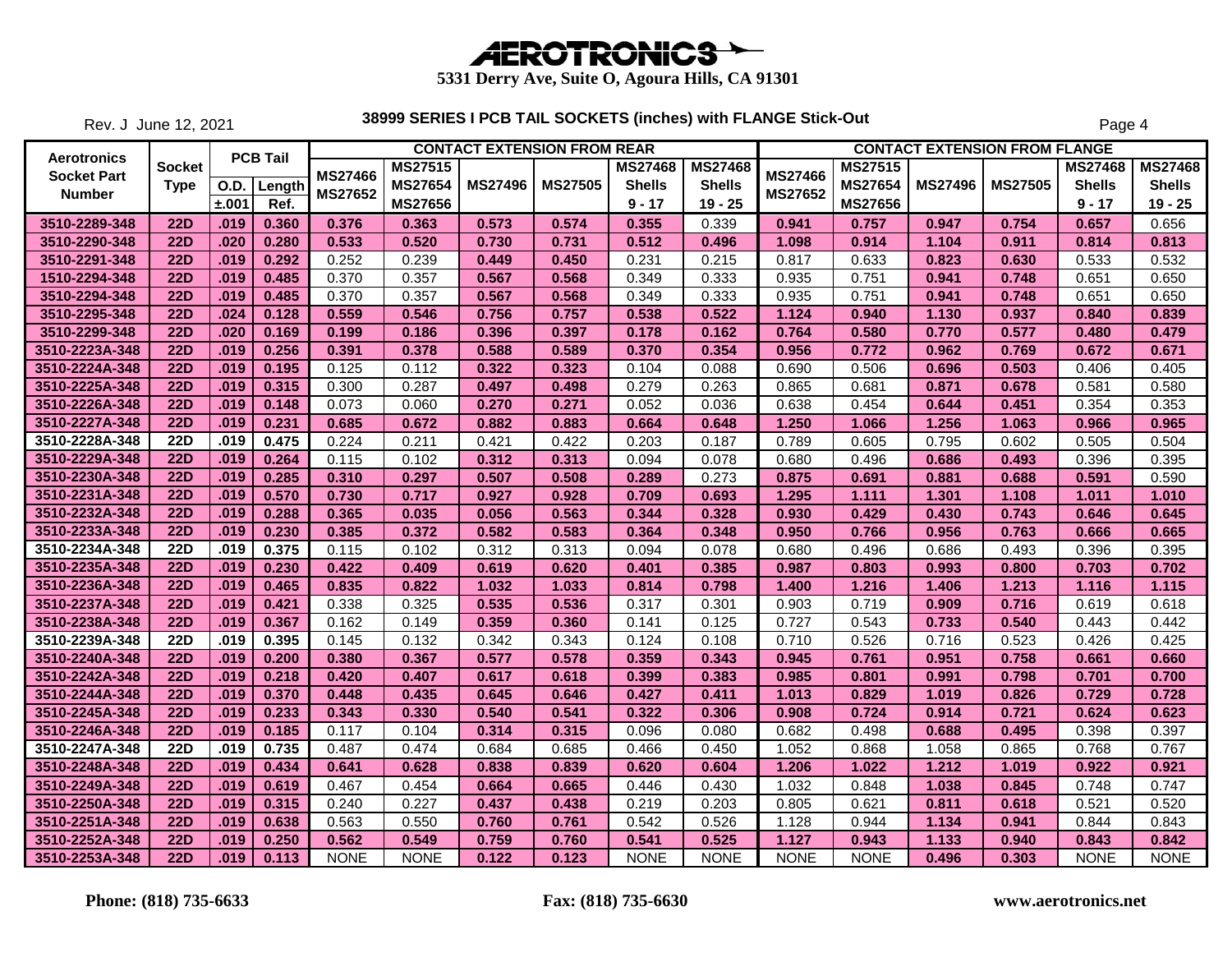# AEROTRONICS

**5331 Derry Ave, Suite O, Agoura Hills, CA 91301**

Rev. J June 12, 2021

## 38999 SERIES I PCB TAIL SOCKETS (inches) with FLANGE Stick-Out

| Aerotronics Socket Part Number | Socket Type | PCB Tail | | CONTACT EXTENSION FROM REAR | | | | | | CONTACT EXTENSION FROM FLANGE | | | | | |
|---|---|---|---|---|---|---|---|---|---|---|---|---|---|---|---|
| | | O.D. ±.001 | Length Ref. | MS27466 MS27652 | MS27515 MS27654 MS27656 | MS27496 | MS27505 | MS27468 Shells 9 - 17 | MS27468 Shells 19 - 25 | MS27466 MS27652 | MS27515 MS27654 MS27656 | MS27496 | MS27505 | MS27468 Shells 9 - 17 | MS27468 Shells 19 - 25 |
| 3510-2289-348 | 22D | .019 | 0.360 | 0.376 | 0.363 | 0.573 | 0.574 | 0.355 | 0.339 | 0.941 | 0.757 | 0.947 | 0.754 | 0.657 | 0.656 |
| 3510-2290-348 | 22D | .020 | 0.280 | 0.533 | 0.520 | 0.730 | 0.731 | 0.512 | 0.496 | 1.098 | 0.914 | 1.104 | 0.911 | 0.814 | 0.813 |
| 3510-2291-348 | 22D | .019 | 0.292 | 0.252 | 0.239 | 0.449 | 0.450 | 0.231 | 0.215 | 0.817 | 0.633 | 0.823 | 0.630 | 0.533 | 0.532 |
| 1510-2294-348 | 22D | .019 | 0.485 | 0.370 | 0.357 | 0.567 | 0.568 | 0.349 | 0.333 | 0.935 | 0.751 | 0.941 | 0.748 | 0.651 | 0.650 |
| 3510-2294-348 | 22D | .019 | 0.485 | 0.370 | 0.357 | 0.567 | 0.568 | 0.349 | 0.333 | 0.935 | 0.751 | 0.941 | 0.748 | 0.651 | 0.650 |
| 3510-2295-348 | 22D | .024 | 0.128 | 0.559 | 0.546 | 0.756 | 0.757 | 0.538 | 0.522 | 1.124 | 0.940 | 1.130 | 0.937 | 0.840 | 0.839 |
| 3510-2299-348 | 22D | .020 | 0.169 | 0.199 | 0.186 | 0.396 | 0.397 | 0.178 | 0.162 | 0.764 | 0.580 | 0.770 | 0.577 | 0.480 | 0.479 |
| 3510-2223A-348 | 22D | .019 | 0.256 | 0.391 | 0.378 | 0.588 | 0.589 | 0.370 | 0.354 | 0.956 | 0.772 | 0.962 | 0.769 | 0.672 | 0.671 |
| 3510-2224A-348 | 22D | .019 | 0.195 | 0.125 | 0.112 | 0.322 | 0.323 | 0.104 | 0.088 | 0.690 | 0.506 | 0.696 | 0.503 | 0.406 | 0.405 |
| 3510-2225A-348 | 22D | .019 | 0.315 | 0.300 | 0.287 | 0.497 | 0.498 | 0.279 | 0.263 | 0.865 | 0.681 | 0.871 | 0.678 | 0.581 | 0.580 |
| 3510-2226A-348 | 22D | .019 | 0.148 | 0.073 | 0.060 | 0.270 | 0.271 | 0.052 | 0.036 | 0.638 | 0.454 | 0.644 | 0.451 | 0.354 | 0.353 |
| 3510-2227A-348 | 22D | .019 | 0.231 | 0.685 | 0.672 | 0.882 | 0.883 | 0.664 | 0.648 | 1.250 | 1.066 | 1.256 | 1.063 | 0.966 | 0.965 |
| 3510-2228A-348 | 22D | .019 | 0.475 | 0.224 | 0.211 | 0.421 | 0.422 | 0.203 | 0.187 | 0.789 | 0.605 | 0.795 | 0.602 | 0.505 | 0.504 |
| 3510-2229A-348 | 22D | .019 | 0.264 | 0.115 | 0.102 | 0.312 | 0.313 | 0.094 | 0.078 | 0.680 | 0.496 | 0.686 | 0.493 | 0.396 | 0.395 |
| 3510-2230A-348 | 22D | .019 | 0.285 | 0.310 | 0.297 | 0.507 | 0.508 | 0.289 | 0.273 | 0.875 | 0.691 | 0.881 | 0.688 | 0.591 | 0.590 |
| 3510-2231A-348 | 22D | .019 | 0.570 | 0.730 | 0.717 | 0.927 | 0.928 | 0.709 | 0.693 | 1.295 | 1.111 | 1.301 | 1.108 | 1.011 | 1.010 |
| 3510-2232A-348 | 22D | .019 | 0.288 | 0.365 | 0.035 | 0.056 | 0.563 | 0.344 | 0.328 | 0.930 | 0.429 | 0.430 | 0.743 | 0.646 | 0.645 |
| 3510-2233A-348 | 22D | .019 | 0.230 | 0.385 | 0.372 | 0.582 | 0.583 | 0.364 | 0.348 | 0.950 | 0.766 | 0.956 | 0.763 | 0.666 | 0.665 |
| 3510-2234A-348 | 22D | .019 | 0.375 | 0.115 | 0.102 | 0.312 | 0.313 | 0.094 | 0.078 | 0.680 | 0.496 | 0.686 | 0.493 | 0.396 | 0.395 |
| 3510-2235A-348 | 22D | .019 | 0.230 | 0.422 | 0.409 | 0.619 | 0.620 | 0.401 | 0.385 | 0.987 | 0.803 | 0.993 | 0.800 | 0.703 | 0.702 |
| 3510-2236A-348 | 22D | .019 | 0.465 | 0.835 | 0.822 | 1.032 | 1.033 | 0.814 | 0.798 | 1.400 | 1.216 | 1.406 | 1.213 | 1.116 | 1.115 |
| 3510-2237A-348 | 22D | .019 | 0.421 | 0.338 | 0.325 | 0.535 | 0.536 | 0.317 | 0.301 | 0.903 | 0.719 | 0.909 | 0.716 | 0.619 | 0.618 |
| 3510-2238A-348 | 22D | .019 | 0.367 | 0.162 | 0.149 | 0.359 | 0.360 | 0.141 | 0.125 | 0.727 | 0.543 | 0.733 | 0.540 | 0.443 | 0.442 |
| 3510-2239A-348 | 22D | .019 | 0.395 | 0.145 | 0.132 | 0.342 | 0.343 | 0.124 | 0.108 | 0.710 | 0.526 | 0.716 | 0.523 | 0.426 | 0.425 |
| 3510-2240A-348 | 22D | .019 | 0.200 | 0.380 | 0.367 | 0.577 | 0.578 | 0.359 | 0.343 | 0.945 | 0.761 | 0.951 | 0.758 | 0.661 | 0.660 |
| 3510-2242A-348 | 22D | .019 | 0.218 | 0.420 | 0.407 | 0.617 | 0.618 | 0.399 | 0.383 | 0.985 | 0.801 | 0.991 | 0.798 | 0.701 | 0.700 |
| 3510-2244A-348 | 22D | .019 | 0.370 | 0.448 | 0.435 | 0.645 | 0.646 | 0.427 | 0.411 | 1.013 | 0.829 | 1.019 | 0.826 | 0.729 | 0.728 |
| 3510-2245A-348 | 22D | .019 | 0.233 | 0.343 | 0.330 | 0.540 | 0.541 | 0.322 | 0.306 | 0.908 | 0.724 | 0.914 | 0.721 | 0.624 | 0.623 |
| 3510-2246A-348 | 22D | .019 | 0.185 | 0.117 | 0.104 | 0.314 | 0.315 | 0.096 | 0.080 | 0.682 | 0.498 | 0.688 | 0.495 | 0.398 | 0.397 |
| 3510-2247A-348 | 22D | .019 | 0.735 | 0.487 | 0.474 | 0.684 | 0.685 | 0.466 | 0.450 | 1.052 | 0.868 | 1.058 | 0.865 | 0.768 | 0.767 |
| 3510-2248A-348 | 22D | .019 | 0.434 | 0.641 | 0.628 | 0.838 | 0.839 | 0.620 | 0.604 | 1.206 | 1.022 | 1.212 | 1.019 | 0.922 | 0.921 |
| 3510-2249A-348 | 22D | .019 | 0.619 | 0.467 | 0.454 | 0.664 | 0.665 | 0.446 | 0.430 | 1.032 | 0.848 | 1.038 | 0.845 | 0.748 | 0.747 |
| 3510-2250A-348 | 22D | .019 | 0.315 | 0.240 | 0.227 | 0.437 | 0.438 | 0.219 | 0.203 | 0.805 | 0.621 | 0.811 | 0.618 | 0.521 | 0.520 |
| 3510-2251A-348 | 22D | .019 | 0.638 | 0.563 | 0.550 | 0.760 | 0.761 | 0.542 | 0.526 | 1.128 | 0.944 | 1.134 | 0.941 | 0.844 | 0.843 |
| 3510-2252A-348 | 22D | .019 | 0.250 | 0.562 | 0.549 | 0.759 | 0.760 | 0.541 | 0.525 | 1.127 | 0.943 | 1.133 | 0.940 | 0.843 | 0.842 |
| 3510-2253A-348 | 22D | .019 | 0.113 | NONE | NONE | 0.122 | 0.123 | NONE | NONE | NONE | NONE | 0.496 | 0.303 | NONE | NONE |

**Phone: (818) 735-6633** **Fax: (818) 735-6630** **www.aerotronics.net**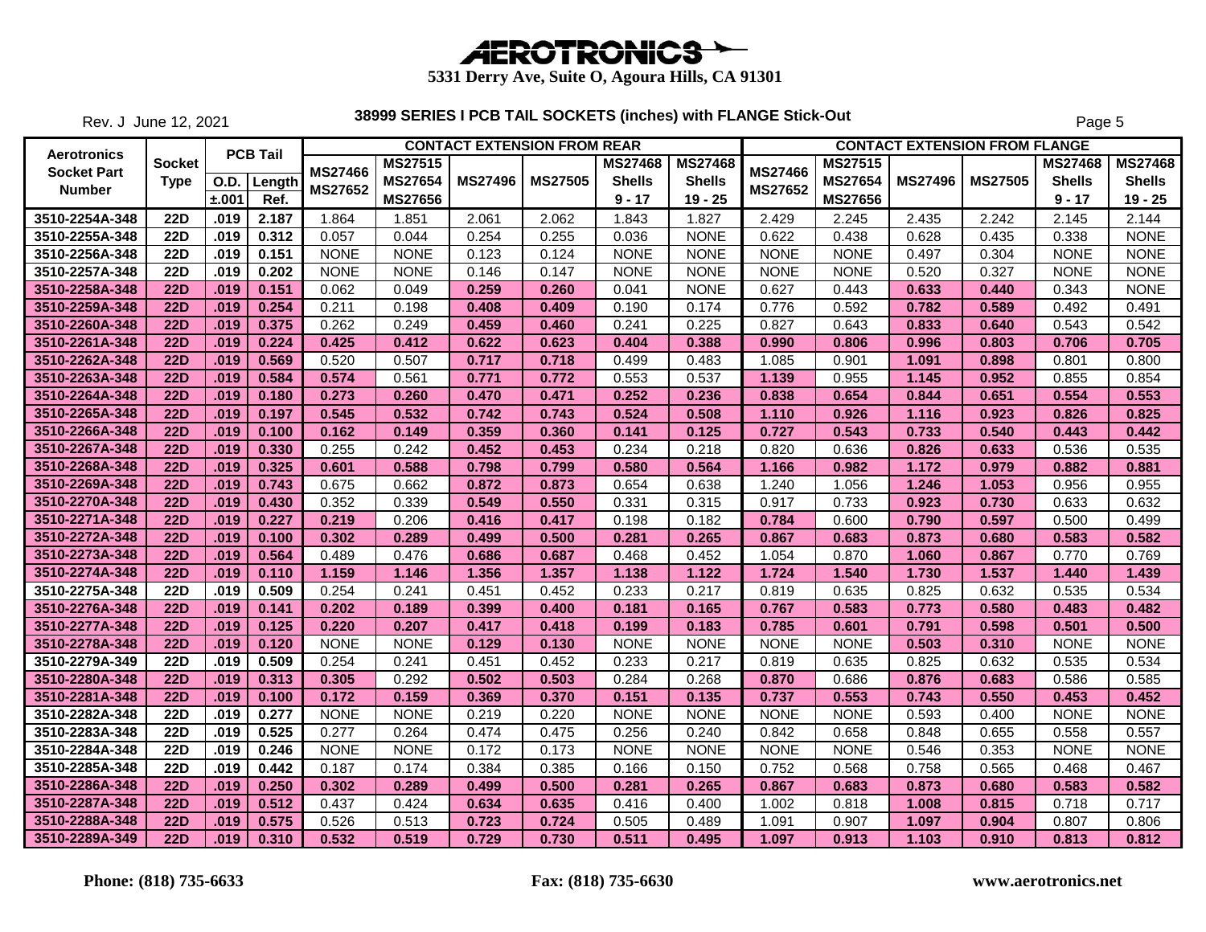# AEROTRONICS

**5331 Derry Ave, Suite O, Agoura Hills, CA 91301**

Rev. J June 12, 2021

## 38999 SERIES I PCB TAIL SOCKETS (inches) with FLANGE Stick-Out

| Aerotronics Socket Part Number | Socket Type | PCB Tail | | CONTACT EXTENSION FROM REAR | | | | | | CONTACT EXTENSION FROM FLANGE | | | | | |
|---|---|---|---|---|---|---|---|---|---|---|---|---|---|---|---|
| | | O.D. ±.001 | Length Ref. | MS27466 MS27652 | MS27515 MS27654 MS27656 | MS27496 | MS27505 | MS27468 Shells 9 - 17 | MS27468 Shells 19 - 25 | MS27466 MS27652 | MS27515 MS27654 MS27656 | MS27496 | MS27505 | MS27468 Shells 9 - 17 | MS27468 Shells 19 - 25 |
| 3510-2254A-348 | 22D | .019 | 2.187 | 1.864 | 1.851 | 2.061 | 2.062 | 1.843 | 1.827 | 2.429 | 2.245 | 2.435 | 2.242 | 2.145 | 2.144 |
| 3510-2255A-348 | 22D | .019 | 0.312 | 0.057 | 0.044 | 0.254 | 0.255 | 0.036 | NONE | 0.622 | 0.438 | 0.628 | 0.435 | 0.338 | NONE |
| 3510-2256A-348 | 22D | .019 | 0.151 | NONE | NONE | 0.123 | 0.124 | NONE | NONE | NONE | NONE | 0.497 | 0.304 | NONE | NONE |
| 3510-2257A-348 | 22D | .019 | 0.202 | NONE | NONE | 0.146 | 0.147 | NONE | NONE | NONE | NONE | 0.520 | 0.327 | NONE | NONE |
| 3510-2258A-348 | 22D | .019 | 0.151 | 0.062 | 0.049 | 0.259 | 0.260 | 0.041 | NONE | 0.627 | 0.443 | 0.633 | 0.440 | 0.343 | NONE |
| 3510-2259A-348 | 22D | .019 | 0.254 | 0.211 | 0.198 | 0.408 | 0.409 | 0.190 | 0.174 | 0.776 | 0.592 | 0.782 | 0.589 | 0.492 | 0.491 |
| 3510-2260A-348 | 22D | .019 | 0.375 | 0.262 | 0.249 | 0.459 | 0.460 | 0.241 | 0.225 | 0.827 | 0.643 | 0.833 | 0.640 | 0.543 | 0.542 |
| 3510-2261A-348 | 22D | .019 | 0.224 | 0.425 | 0.412 | 0.622 | 0.623 | 0.404 | 0.388 | 0.990 | 0.806 | 0.996 | 0.803 | 0.706 | 0.705 |
| 3510-2262A-348 | 22D | .019 | 0.569 | 0.520 | 0.507 | 0.717 | 0.718 | 0.499 | 0.483 | 1.085 | 0.901 | 1.091 | 0.898 | 0.801 | 0.800 |
| 3510-2263A-348 | 22D | .019 | 0.584 | 0.574 | 0.561 | 0.771 | 0.772 | 0.553 | 0.537 | 1.139 | 0.955 | 1.145 | 0.952 | 0.855 | 0.854 |
| 3510-2264A-348 | 22D | .019 | 0.180 | 0.273 | 0.260 | 0.470 | 0.471 | 0.252 | 0.236 | 0.838 | 0.654 | 0.844 | 0.651 | 0.554 | 0.553 |
| 3510-2265A-348 | 22D | .019 | 0.197 | 0.545 | 0.532 | 0.742 | 0.743 | 0.524 | 0.508 | 1.110 | 0.926 | 1.116 | 0.923 | 0.826 | 0.825 |
| 3510-2266A-348 | 22D | .019 | 0.100 | 0.162 | 0.149 | 0.359 | 0.360 | 0.141 | 0.125 | 0.727 | 0.543 | 0.733 | 0.540 | 0.443 | 0.442 |
| 3510-2267A-348 | 22D | .019 | 0.330 | 0.255 | 0.242 | 0.452 | 0.453 | 0.234 | 0.218 | 0.820 | 0.636 | 0.826 | 0.633 | 0.536 | 0.535 |
| 3510-2268A-348 | 22D | .019 | 0.325 | 0.601 | 0.588 | 0.798 | 0.799 | 0.580 | 0.564 | 1.166 | 0.982 | 1.172 | 0.979 | 0.882 | 0.881 |
| 3510-2269A-348 | 22D | .019 | 0.743 | 0.675 | 0.662 | 0.872 | 0.873 | 0.654 | 0.638 | 1.240 | 1.056 | 1.246 | 1.053 | 0.956 | 0.955 |
| 3510-2270A-348 | 22D | .019 | 0.430 | 0.352 | 0.339 | 0.549 | 0.550 | 0.331 | 0.315 | 0.917 | 0.733 | 0.923 | 0.730 | 0.633 | 0.632 |
| 3510-2271A-348 | 22D | .019 | 0.227 | 0.219 | 0.206 | 0.416 | 0.417 | 0.198 | 0.182 | 0.784 | 0.600 | 0.790 | 0.597 | 0.500 | 0.499 |
| 3510-2272A-348 | 22D | .019 | 0.100 | 0.302 | 0.289 | 0.499 | 0.500 | 0.281 | 0.265 | 0.867 | 0.683 | 0.873 | 0.680 | 0.583 | 0.582 |
| 3510-2273A-348 | 22D | .019 | 0.564 | 0.489 | 0.476 | 0.686 | 0.687 | 0.468 | 0.452 | 1.054 | 0.870 | 1.060 | 0.867 | 0.770 | 0.769 |
| 3510-2274A-348 | 22D | .019 | 0.110 | 1.159 | 1.146 | 1.356 | 1.357 | 1.138 | 1.122 | 1.724 | 1.540 | 1.730 | 1.537 | 1.440 | 1.439 |
| 3510-2275A-348 | 22D | .019 | 0.509 | 0.254 | 0.241 | 0.451 | 0.452 | 0.233 | 0.217 | 0.819 | 0.635 | 0.825 | 0.632 | 0.535 | 0.534 |
| 3510-2276A-348 | 22D | .019 | 0.141 | 0.202 | 0.189 | 0.399 | 0.400 | 0.181 | 0.165 | 0.767 | 0.583 | 0.773 | 0.580 | 0.483 | 0.482 |
| 3510-2277A-348 | 22D | .019 | 0.125 | 0.220 | 0.207 | 0.417 | 0.418 | 0.199 | 0.183 | 0.785 | 0.601 | 0.791 | 0.598 | 0.501 | 0.500 |
| 3510-2278A-348 | 22D | .019 | 0.120 | NONE | NONE | 0.129 | 0.130 | NONE | NONE | NONE | NONE | 0.503 | 0.310 | NONE | NONE |
| 3510-2279A-349 | 22D | .019 | 0.509 | 0.254 | 0.241 | 0.451 | 0.452 | 0.233 | 0.217 | 0.819 | 0.635 | 0.825 | 0.632 | 0.535 | 0.534 |
| 3510-2280A-348 | 22D | .019 | 0.313 | 0.305 | 0.292 | 0.502 | 0.503 | 0.284 | 0.268 | 0.870 | 0.686 | 0.876 | 0.683 | 0.586 | 0.585 |
| 3510-2281A-348 | 22D | .019 | 0.100 | 0.172 | 0.159 | 0.369 | 0.370 | 0.151 | 0.135 | 0.737 | 0.553 | 0.743 | 0.550 | 0.453 | 0.452 |
| 3510-2282A-348 | 22D | .019 | 0.277 | NONE | NONE | 0.219 | 0.220 | NONE | NONE | NONE | NONE | 0.593 | 0.400 | NONE | NONE |
| 3510-2283A-348 | 22D | .019 | 0.525 | 0.277 | 0.264 | 0.474 | 0.475 | 0.256 | 0.240 | 0.842 | 0.658 | 0.848 | 0.655 | 0.558 | 0.557 |
| 3510-2284A-348 | 22D | .019 | 0.246 | NONE | NONE | 0.172 | 0.173 | NONE | NONE | NONE | NONE | 0.546 | 0.353 | NONE | NONE |
| 3510-2285A-348 | 22D | .019 | 0.442 | 0.187 | 0.174 | 0.384 | 0.385 | 0.166 | 0.150 | 0.752 | 0.568 | 0.758 | 0.565 | 0.468 | 0.467 |
| 3510-2286A-348 | 22D | .019 | 0.250 | 0.302 | 0.289 | 0.499 | 0.500 | 0.281 | 0.265 | 0.867 | 0.683 | 0.873 | 0.680 | 0.583 | 0.582 |
| 3510-2287A-348 | 22D | .019 | 0.512 | 0.437 | 0.424 | 0.634 | 0.635 | 0.416 | 0.400 | 1.002 | 0.818 | 1.008 | 0.815 | 0.718 | 0.717 |
| 3510-2288A-348 | 22D | .019 | 0.575 | 0.526 | 0.513 | 0.723 | 0.724 | 0.505 | 0.489 | 1.091 | 0.907 | 1.097 | 0.904 | 0.807 | 0.806 |
| 3510-2289A-349 | 22D | .019 | 0.310 | 0.532 | 0.519 | 0.729 | 0.730 | 0.511 | 0.495 | 1.097 | 0.913 | 1.103 | 0.910 | 0.813 | 0.812 |

**Phone: (818) 735-6633** **Fax: (818) 735-6630** **www.aerotronics.net**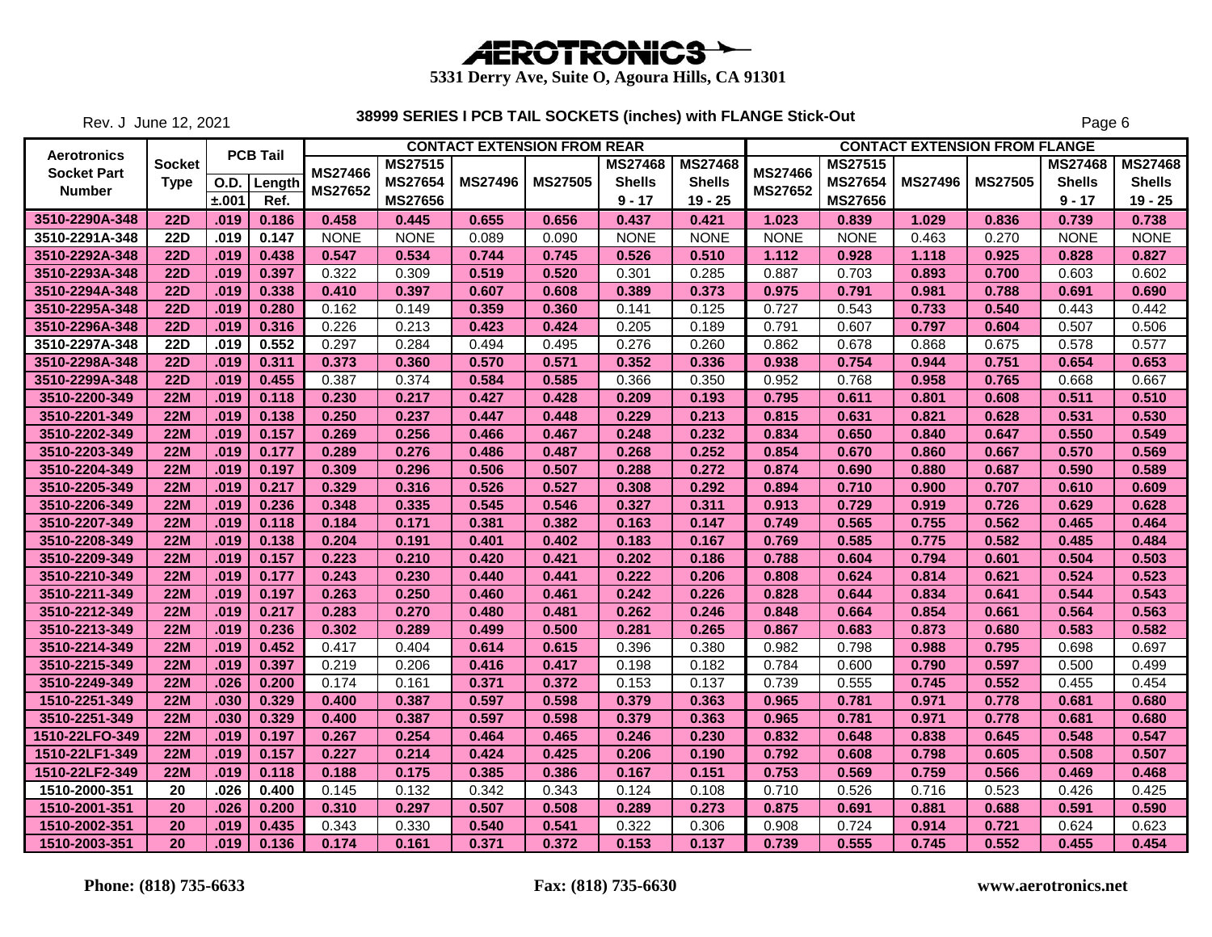# AEROTRONICS

**5331 Derry Ave, Suite O, Agoura Hills, CA 91301**

Rev. J June 12, 2021

## 38999 SERIES I PCB TAIL SOCKETS (inches) with FLANGE Stick-Out

| Aerotronics Socket Part Number | Socket Type | PCB Tail | | CONTACT EXTENSION FROM REAR | | | | | | CONTACT EXTENSION FROM FLANGE | | | | | |
|---|---|---|---|---|---|---|---|---|---|---|---|---|---|---|---|
| | | O.D. ±.001 | Length Ref. | MS27466 MS27652 | MS27515 MS27654 MS27656 | MS27496 | MS27505 | MS27468 Shells 9 - 17 | MS27468 Shells 19 - 25 | MS27466 MS27652 | MS27515 MS27654 MS27656 | MS27496 | MS27505 | MS27468 Shells 9 - 17 | MS27468 Shells 19 - 25 |
| 3510-2290A-348 | 22D | .019 | 0.186 | 0.458 | 0.445 | 0.655 | 0.656 | 0.437 | 0.421 | 1.023 | 0.839 | 1.029 | 0.836 | 0.739 | 0.738 |
| 3510-2291A-348 | 22D | .019 | 0.147 | NONE | NONE | 0.089 | 0.090 | NONE | NONE | NONE | NONE | 0.463 | 0.270 | NONE | NONE |
| 3510-2292A-348 | 22D | .019 | 0.438 | 0.547 | 0.534 | 0.744 | 0.745 | 0.526 | 0.510 | 1.112 | 0.928 | 1.118 | 0.925 | 0.828 | 0.827 |
| 3510-2293A-348 | 22D | .019 | 0.397 | 0.322 | 0.309 | 0.519 | 0.520 | 0.301 | 0.285 | 0.887 | 0.703 | 0.893 | 0.700 | 0.603 | 0.602 |
| 3510-2294A-348 | 22D | .019 | 0.338 | 0.410 | 0.397 | 0.607 | 0.608 | 0.389 | 0.373 | 0.975 | 0.791 | 0.981 | 0.788 | 0.691 | 0.690 |
| 3510-2295A-348 | 22D | .019 | 0.280 | 0.162 | 0.149 | 0.359 | 0.360 | 0.141 | 0.125 | 0.727 | 0.543 | 0.733 | 0.540 | 0.443 | 0.442 |
| 3510-2296A-348 | 22D | .019 | 0.316 | 0.226 | 0.213 | 0.423 | 0.424 | 0.205 | 0.189 | 0.791 | 0.607 | 0.797 | 0.604 | 0.507 | 0.506 |
| 3510-2297A-348 | 22D | .019 | 0.552 | 0.297 | 0.284 | 0.494 | 0.495 | 0.276 | 0.260 | 0.862 | 0.678 | 0.868 | 0.675 | 0.578 | 0.577 |
| 3510-2298A-348 | 22D | .019 | 0.311 | 0.373 | 0.360 | 0.570 | 0.571 | 0.352 | 0.336 | 0.938 | 0.754 | 0.944 | 0.751 | 0.654 | 0.653 |
| 3510-2299A-348 | 22D | .019 | 0.455 | 0.387 | 0.374 | 0.584 | 0.585 | 0.366 | 0.350 | 0.952 | 0.768 | 0.958 | 0.765 | 0.668 | 0.667 |
| 3510-2200-349 | 22M | .019 | 0.118 | 0.230 | 0.217 | 0.427 | 0.428 | 0.209 | 0.193 | 0.795 | 0.611 | 0.801 | 0.608 | 0.511 | 0.510 |
| 3510-2201-349 | 22M | .019 | 0.138 | 0.250 | 0.237 | 0.447 | 0.448 | 0.229 | 0.213 | 0.815 | 0.631 | 0.821 | 0.628 | 0.531 | 0.530 |
| 3510-2202-349 | 22M | .019 | 0.157 | 0.269 | 0.256 | 0.466 | 0.467 | 0.248 | 0.232 | 0.834 | 0.650 | 0.840 | 0.647 | 0.550 | 0.549 |
| 3510-2203-349 | 22M | .019 | 0.177 | 0.289 | 0.276 | 0.486 | 0.487 | 0.268 | 0.252 | 0.854 | 0.670 | 0.860 | 0.667 | 0.570 | 0.569 |
| 3510-2204-349 | 22M | .019 | 0.197 | 0.309 | 0.296 | 0.506 | 0.507 | 0.288 | 0.272 | 0.874 | 0.690 | 0.880 | 0.687 | 0.590 | 0.589 |
| 3510-2205-349 | 22M | .019 | 0.217 | 0.329 | 0.316 | 0.526 | 0.527 | 0.308 | 0.292 | 0.894 | 0.710 | 0.900 | 0.707 | 0.610 | 0.609 |
| 3510-2206-349 | 22M | .019 | 0.236 | 0.348 | 0.335 | 0.545 | 0.546 | 0.327 | 0.311 | 0.913 | 0.729 | 0.919 | 0.726 | 0.629 | 0.628 |
| 3510-2207-349 | 22M | .019 | 0.118 | 0.184 | 0.171 | 0.381 | 0.382 | 0.163 | 0.147 | 0.749 | 0.565 | 0.755 | 0.562 | 0.465 | 0.464 |
| 3510-2208-349 | 22M | .019 | 0.138 | 0.204 | 0.191 | 0.401 | 0.402 | 0.183 | 0.167 | 0.769 | 0.585 | 0.775 | 0.582 | 0.485 | 0.484 |
| 3510-2209-349 | 22M | .019 | 0.157 | 0.223 | 0.210 | 0.420 | 0.421 | 0.202 | 0.186 | 0.788 | 0.604 | 0.794 | 0.601 | 0.504 | 0.503 |
| 3510-2210-349 | 22M | .019 | 0.177 | 0.243 | 0.230 | 0.440 | 0.441 | 0.222 | 0.206 | 0.808 | 0.624 | 0.814 | 0.621 | 0.524 | 0.523 |
| 3510-2211-349 | 22M | .019 | 0.197 | 0.263 | 0.250 | 0.460 | 0.461 | 0.242 | 0.226 | 0.828 | 0.644 | 0.834 | 0.641 | 0.544 | 0.543 |
| 3510-2212-349 | 22M | .019 | 0.217 | 0.283 | 0.270 | 0.480 | 0.481 | 0.262 | 0.246 | 0.848 | 0.664 | 0.854 | 0.661 | 0.564 | 0.563 |
| 3510-2213-349 | 22M | .019 | 0.236 | 0.302 | 0.289 | 0.499 | 0.500 | 0.281 | 0.265 | 0.867 | 0.683 | 0.873 | 0.680 | 0.583 | 0.582 |
| 3510-2214-349 | 22M | .019 | 0.452 | 0.417 | 0.404 | 0.614 | 0.615 | 0.396 | 0.380 | 0.982 | 0.798 | 0.988 | 0.795 | 0.698 | 0.697 |
| 3510-2215-349 | 22M | .019 | 0.397 | 0.219 | 0.206 | 0.416 | 0.417 | 0.198 | 0.182 | 0.784 | 0.600 | 0.790 | 0.597 | 0.500 | 0.499 |
| 3510-2249-349 | 22M | .026 | 0.200 | 0.174 | 0.161 | 0.371 | 0.372 | 0.153 | 0.137 | 0.739 | 0.555 | 0.745 | 0.552 | 0.455 | 0.454 |
| 1510-2251-349 | 22M | .030 | 0.329 | 0.400 | 0.387 | 0.597 | 0.598 | 0.379 | 0.363 | 0.965 | 0.781 | 0.971 | 0.778 | 0.681 | 0.680 |
| 3510-2251-349 | 22M | .030 | 0.329 | 0.400 | 0.387 | 0.597 | 0.598 | 0.379 | 0.363 | 0.965 | 0.781 | 0.971 | 0.778 | 0.681 | 0.680 |
| 1510-22LFO-349 | 22M | .019 | 0.197 | 0.267 | 0.254 | 0.464 | 0.465 | 0.246 | 0.230 | 0.832 | 0.648 | 0.838 | 0.645 | 0.548 | 0.547 |
| 1510-22LF1-349 | 22M | .019 | 0.157 | 0.227 | 0.214 | 0.424 | 0.425 | 0.206 | 0.190 | 0.792 | 0.608 | 0.798 | 0.605 | 0.508 | 0.507 |
| 1510-22LF2-349 | 22M | .019 | 0.118 | 0.188 | 0.175 | 0.385 | 0.386 | 0.167 | 0.151 | 0.753 | 0.569 | 0.759 | 0.566 | 0.469 | 0.468 |
| 1510-2000-351 | 20 | .026 | 0.400 | 0.145 | 0.132 | 0.342 | 0.343 | 0.124 | 0.108 | 0.710 | 0.526 | 0.716 | 0.523 | 0.426 | 0.425 |
| 1510-2001-351 | 20 | .026 | 0.200 | 0.310 | 0.297 | 0.507 | 0.508 | 0.289 | 0.273 | 0.875 | 0.691 | 0.881 | 0.688 | 0.591 | 0.590 |
| 1510-2002-351 | 20 | .019 | 0.435 | 0.343 | 0.330 | 0.540 | 0.541 | 0.322 | 0.306 | 0.908 | 0.724 | 0.914 | 0.721 | 0.624 | 0.623 |
| 1510-2003-351 | 20 | .019 | 0.136 | 0.174 | 0.161 | 0.371 | 0.372 | 0.153 | 0.137 | 0.739 | 0.555 | 0.745 | 0.552 | 0.455 | 0.454 |

**Phone: (818) 735-6633** **Fax: (818) 735-6630** **www.aerotronics.net**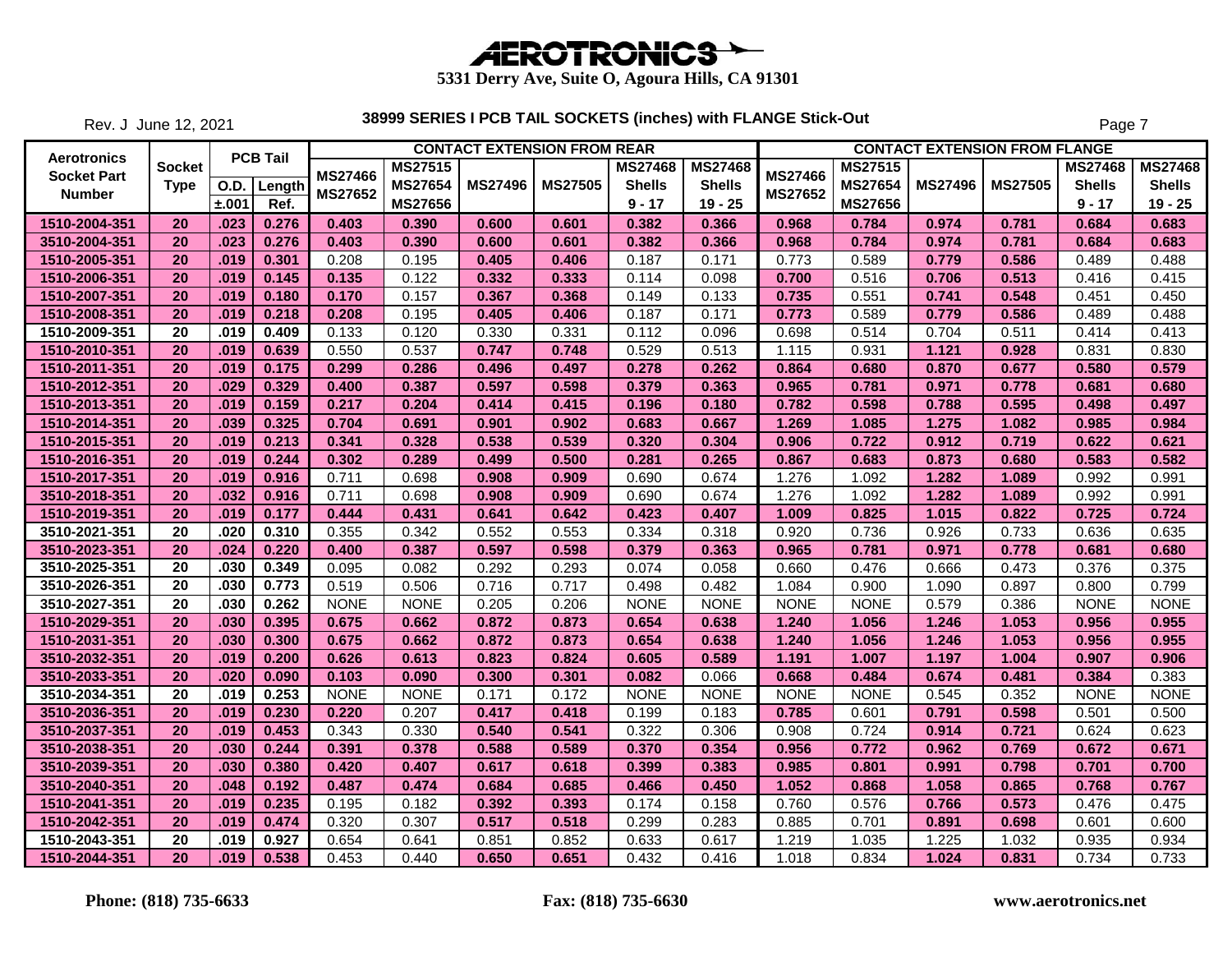# AEROTRONICS

5331 Derry Ave, Suite O, Agoura Hills, CA 91301

Rev. J June 12, 2021

## 38999 SERIES I PCB TAIL SOCKETS (inches) with FLANGE Stick-Out

| Aerotronics Socket Part Number | Socket Type | PCB Tail O.D. ±.001 | PCB Tail Length Ref. | CONTACT EXTENSION FROM REAR MS27466 MS27652 | MS27515 MS27654 MS27656 | MS27496 | MS27505 | MS27468 Shells 9 - 17 | MS27468 Shells 19 - 25 | CONTACT EXTENSION FROM FLANGE MS27466 MS27652 | MS27515 MS27654 MS27656 | MS27496 | MS27505 | MS27468 Shells 9 - 17 | MS27468 Shells 19 - 25 |
|---|---|---|---|---|---|---|---|---|---|---|---|---|---|---|---|
| 1510-2004-351 | 20 | .023 | 0.276 | 0.403 | 0.390 | 0.600 | 0.601 | 0.382 | 0.366 | 0.968 | 0.784 | 0.974 | 0.781 | 0.684 | 0.683 |
| 3510-2004-351 | 20 | .023 | 0.276 | 0.403 | 0.390 | 0.600 | 0.601 | 0.382 | 0.366 | 0.968 | 0.784 | 0.974 | 0.781 | 0.684 | 0.683 |
| 1510-2005-351 | 20 | .019 | 0.301 | 0.208 | 0.195 | 0.405 | 0.406 | 0.187 | 0.171 | 0.773 | 0.589 | 0.779 | 0.586 | 0.489 | 0.488 |
| 1510-2006-351 | 20 | .019 | 0.145 | 0.135 | 0.122 | 0.332 | 0.333 | 0.114 | 0.098 | 0.700 | 0.516 | 0.706 | 0.513 | 0.416 | 0.415 |
| 1510-2007-351 | 20 | .019 | 0.180 | 0.170 | 0.157 | 0.367 | 0.368 | 0.149 | 0.133 | 0.735 | 0.551 | 0.741 | 0.548 | 0.451 | 0.450 |
| 1510-2008-351 | 20 | .019 | 0.218 | 0.208 | 0.195 | 0.405 | 0.406 | 0.187 | 0.171 | 0.773 | 0.589 | 0.779 | 0.586 | 0.489 | 0.488 |
| 1510-2009-351 | 20 | .019 | 0.409 | 0.133 | 0.120 | 0.330 | 0.331 | 0.112 | 0.096 | 0.698 | 0.514 | 0.704 | 0.511 | 0.414 | 0.413 |
| 1510-2010-351 | 20 | .019 | 0.639 | 0.550 | 0.537 | 0.747 | 0.748 | 0.529 | 0.513 | 1.115 | 0.931 | 1.121 | 0.928 | 0.831 | 0.830 |
| 1510-2011-351 | 20 | .019 | 0.175 | 0.299 | 0.286 | 0.496 | 0.497 | 0.278 | 0.262 | 0.864 | 0.680 | 0.870 | 0.677 | 0.580 | 0.579 |
| 1510-2012-351 | 20 | .029 | 0.329 | 0.400 | 0.387 | 0.597 | 0.598 | 0.379 | 0.363 | 0.965 | 0.781 | 0.971 | 0.778 | 0.681 | 0.680 |
| 1510-2013-351 | 20 | .019 | 0.159 | 0.217 | 0.204 | 0.414 | 0.415 | 0.196 | 0.180 | 0.782 | 0.598 | 0.788 | 0.595 | 0.498 | 0.497 |
| 1510-2014-351 | 20 | .039 | 0.325 | 0.704 | 0.691 | 0.901 | 0.902 | 0.683 | 0.667 | 1.269 | 1.085 | 1.275 | 1.082 | 0.985 | 0.984 |
| 1510-2015-351 | 20 | .019 | 0.213 | 0.341 | 0.328 | 0.538 | 0.539 | 0.320 | 0.304 | 0.906 | 0.722 | 0.912 | 0.719 | 0.622 | 0.621 |
| 1510-2016-351 | 20 | .019 | 0.244 | 0.302 | 0.289 | 0.499 | 0.500 | 0.281 | 0.265 | 0.867 | 0.683 | 0.873 | 0.680 | 0.583 | 0.582 |
| 1510-2017-351 | 20 | .019 | 0.916 | 0.711 | 0.698 | 0.908 | 0.909 | 0.690 | 0.674 | 1.276 | 1.092 | 1.282 | 1.089 | 0.992 | 0.991 |
| 3510-2018-351 | 20 | .032 | 0.916 | 0.711 | 0.698 | 0.908 | 0.909 | 0.690 | 0.674 | 1.276 | 1.092 | 1.282 | 1.089 | 0.992 | 0.991 |
| 1510-2019-351 | 20 | .019 | 0.177 | 0.444 | 0.431 | 0.641 | 0.642 | 0.423 | 0.407 | 1.009 | 0.825 | 1.015 | 0.822 | 0.725 | 0.724 |
| 3510-2021-351 | 20 | .020 | 0.310 | 0.355 | 0.342 | 0.552 | 0.553 | 0.334 | 0.318 | 0.920 | 0.736 | 0.926 | 0.733 | 0.636 | 0.635 |
| 3510-2023-351 | 20 | .024 | 0.220 | 0.400 | 0.387 | 0.597 | 0.598 | 0.379 | 0.363 | 0.965 | 0.781 | 0.971 | 0.778 | 0.681 | 0.680 |
| 3510-2025-351 | 20 | .030 | 0.349 | 0.095 | 0.082 | 0.292 | 0.293 | 0.074 | 0.058 | 0.660 | 0.476 | 0.666 | 0.473 | 0.376 | 0.375 |
| 3510-2026-351 | 20 | .030 | 0.773 | 0.519 | 0.506 | 0.716 | 0.717 | 0.498 | 0.482 | 1.084 | 0.900 | 1.090 | 0.897 | 0.800 | 0.799 |
| 3510-2027-351 | 20 | .030 | 0.262 | NONE | NONE | 0.205 | 0.206 | NONE | NONE | NONE | NONE | 0.579 | 0.386 | NONE | NONE |
| 1510-2029-351 | 20 | .030 | 0.395 | 0.675 | 0.662 | 0.872 | 0.873 | 0.654 | 0.638 | 1.240 | 1.056 | 1.246 | 1.053 | 0.956 | 0.955 |
| 1510-2031-351 | 20 | .030 | 0.300 | 0.675 | 0.662 | 0.872 | 0.873 | 0.654 | 0.638 | 1.240 | 1.056 | 1.246 | 1.053 | 0.956 | 0.955 |
| 3510-2032-351 | 20 | .019 | 0.200 | 0.626 | 0.613 | 0.823 | 0.824 | 0.605 | 0.589 | 1.191 | 1.007 | 1.197 | 1.004 | 0.907 | 0.906 |
| 3510-2033-351 | 20 | .020 | 0.090 | 0.103 | 0.090 | 0.300 | 0.301 | 0.082 | 0.066 | 0.668 | 0.484 | 0.674 | 0.481 | 0.384 | 0.383 |
| 3510-2034-351 | 20 | .019 | 0.253 | NONE | NONE | 0.171 | 0.172 | NONE | NONE | NONE | NONE | 0.545 | 0.352 | NONE | NONE |
| 3510-2036-351 | 20 | .019 | 0.230 | 0.220 | 0.207 | 0.417 | 0.418 | 0.199 | 0.183 | 0.785 | 0.601 | 0.791 | 0.598 | 0.501 | 0.500 |
| 3510-2037-351 | 20 | .019 | 0.453 | 0.343 | 0.330 | 0.540 | 0.541 | 0.322 | 0.306 | 0.908 | 0.724 | 0.914 | 0.721 | 0.624 | 0.623 |
| 3510-2038-351 | 20 | .030 | 0.244 | 0.391 | 0.378 | 0.588 | 0.589 | 0.370 | 0.354 | 0.956 | 0.772 | 0.962 | 0.769 | 0.672 | 0.671 |
| 3510-2039-351 | 20 | .030 | 0.380 | 0.420 | 0.407 | 0.617 | 0.618 | 0.399 | 0.383 | 0.985 | 0.801 | 0.991 | 0.798 | 0.701 | 0.700 |
| 3510-2040-351 | 20 | .048 | 0.192 | 0.487 | 0.474 | 0.684 | 0.685 | 0.466 | 0.450 | 1.052 | 0.868 | 1.058 | 0.865 | 0.768 | 0.767 |
| 1510-2041-351 | 20 | .019 | 0.235 | 0.195 | 0.182 | 0.392 | 0.393 | 0.174 | 0.158 | 0.760 | 0.576 | 0.766 | 0.573 | 0.476 | 0.475 |
| 1510-2042-351 | 20 | .019 | 0.474 | 0.320 | 0.307 | 0.517 | 0.518 | 0.299 | 0.283 | 0.885 | 0.701 | 0.891 | 0.698 | 0.601 | 0.600 |
| 1510-2043-351 | 20 | .019 | 0.927 | 0.654 | 0.641 | 0.851 | 0.852 | 0.633 | 0.617 | 1.219 | 1.035 | 1.225 | 1.032 | 0.935 | 0.934 |
| 1510-2044-351 | 20 | .019 | 0.538 | 0.453 | 0.440 | 0.650 | 0.651 | 0.432 | 0.416 | 1.018 | 0.834 | 1.024 | 0.831 | 0.734 | 0.733 |

**Phone: (818) 735-6633** **Fax: (818) 735-6630** **www.aerotronics.net**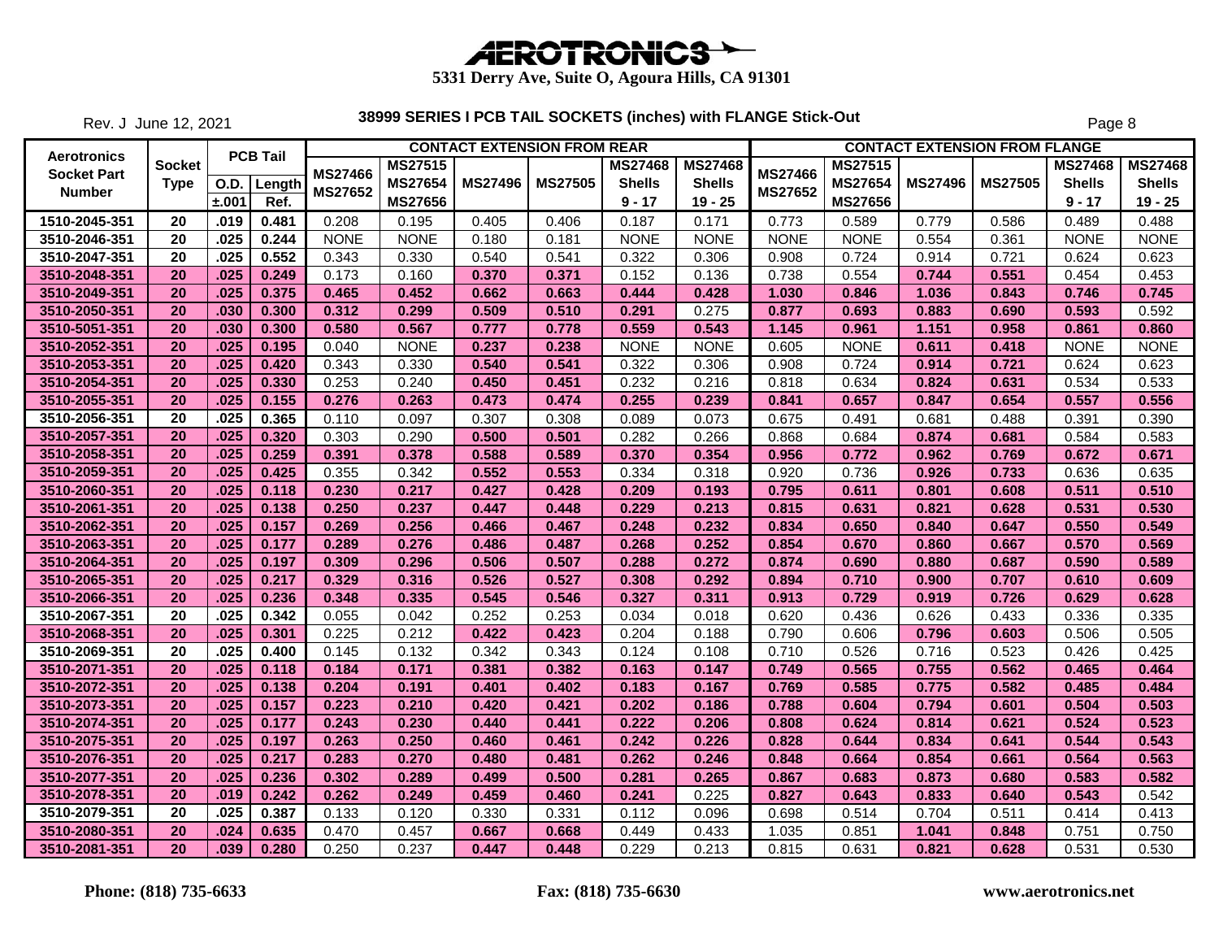# AEROTRONICS

5331 Derry Ave, Suite O, Agoura Hills, CA 91301

Rev. J June 12, 2021

## 38999 SERIES I PCB TAIL SOCKETS (inches) with FLANGE Stick-Out

| Aerotronics Socket Part Number | Socket Type | PCB Tail O.D. ±.001 | PCB Tail Length Ref. | CONTACT EXTENSION FROM REAR MS27466 MS27652 | MS27515 MS27654 MS27656 | MS27496 | MS27505 | MS27468 Shells 9 - 17 | MS27468 Shells 19 - 25 | CONTACT EXTENSION FROM FLANGE MS27466 MS27652 | MS27515 MS27654 MS27656 | MS27496 | MS27505 | MS27468 Shells 9 - 17 | MS27468 Shells 19 - 25 |
|---|---|---|---|---|---|---|---|---|---|---|---|---|---|---|---|
| 1510-2045-351 | 20 | .019 | 0.481 | 0.208 | 0.195 | 0.405 | 0.406 | 0.187 | 0.171 | 0.773 | 0.589 | 0.779 | 0.586 | 0.489 | 0.488 |
| 3510-2046-351 | 20 | .025 | 0.244 | NONE | NONE | 0.180 | 0.181 | NONE | NONE | NONE | NONE | 0.554 | 0.361 | NONE | NONE |
| 3510-2047-351 | 20 | .025 | 0.552 | 0.343 | 0.330 | 0.540 | 0.541 | 0.322 | 0.306 | 0.908 | 0.724 | 0.914 | 0.721 | 0.624 | 0.623 |
| 3510-2048-351 | 20 | .025 | 0.249 | 0.173 | 0.160 | 0.370 | 0.371 | 0.152 | 0.136 | 0.738 | 0.554 | 0.744 | 0.551 | 0.454 | 0.453 |
| 3510-2049-351 | 20 | .025 | 0.375 | 0.465 | 0.452 | 0.662 | 0.663 | 0.444 | 0.428 | 1.030 | 0.846 | 1.036 | 0.843 | 0.746 | 0.745 |
| 3510-2050-351 | 20 | .030 | 0.300 | 0.312 | 0.299 | 0.509 | 0.510 | 0.291 | 0.275 | 0.877 | 0.693 | 0.883 | 0.690 | 0.593 | 0.592 |
| 3510-5051-351 | 20 | .030 | 0.300 | 0.580 | 0.567 | 0.777 | 0.778 | 0.559 | 0.543 | 1.145 | 0.961 | 1.151 | 0.958 | 0.861 | 0.860 |
| 3510-2052-351 | 20 | .025 | 0.195 | 0.040 | NONE | 0.237 | 0.238 | NONE | NONE | 0.605 | NONE | 0.611 | 0.418 | NONE | NONE |
| 3510-2053-351 | 20 | .025 | 0.420 | 0.343 | 0.330 | 0.540 | 0.541 | 0.322 | 0.306 | 0.908 | 0.724 | 0.914 | 0.721 | 0.624 | 0.623 |
| 3510-2054-351 | 20 | .025 | 0.330 | 0.253 | 0.240 | 0.450 | 0.451 | 0.232 | 0.216 | 0.818 | 0.634 | 0.824 | 0.631 | 0.534 | 0.533 |
| 3510-2055-351 | 20 | .025 | 0.155 | 0.276 | 0.263 | 0.473 | 0.474 | 0.255 | 0.239 | 0.841 | 0.657 | 0.847 | 0.654 | 0.557 | 0.556 |
| 3510-2056-351 | 20 | .025 | 0.365 | 0.110 | 0.097 | 0.307 | 0.308 | 0.089 | 0.073 | 0.675 | 0.491 | 0.681 | 0.488 | 0.391 | 0.390 |
| 3510-2057-351 | 20 | .025 | 0.320 | 0.303 | 0.290 | 0.500 | 0.501 | 0.282 | 0.266 | 0.868 | 0.684 | 0.874 | 0.681 | 0.584 | 0.583 |
| 3510-2058-351 | 20 | .025 | 0.259 | 0.391 | 0.378 | 0.588 | 0.589 | 0.370 | 0.354 | 0.956 | 0.772 | 0.962 | 0.769 | 0.672 | 0.671 |
| 3510-2059-351 | 20 | .025 | 0.425 | 0.355 | 0.342 | 0.552 | 0.553 | 0.334 | 0.318 | 0.920 | 0.736 | 0.926 | 0.733 | 0.636 | 0.635 |
| 3510-2060-351 | 20 | .025 | 0.118 | 0.230 | 0.217 | 0.427 | 0.428 | 0.209 | 0.193 | 0.795 | 0.611 | 0.801 | 0.608 | 0.511 | 0.510 |
| 3510-2061-351 | 20 | .025 | 0.138 | 0.250 | 0.237 | 0.447 | 0.448 | 0.229 | 0.213 | 0.815 | 0.631 | 0.821 | 0.628 | 0.531 | 0.530 |
| 3510-2062-351 | 20 | .025 | 0.157 | 0.269 | 0.256 | 0.466 | 0.467 | 0.248 | 0.232 | 0.834 | 0.650 | 0.840 | 0.647 | 0.550 | 0.549 |
| 3510-2063-351 | 20 | .025 | 0.177 | 0.289 | 0.276 | 0.486 | 0.487 | 0.268 | 0.252 | 0.854 | 0.670 | 0.860 | 0.667 | 0.570 | 0.569 |
| 3510-2064-351 | 20 | .025 | 0.197 | 0.309 | 0.296 | 0.506 | 0.507 | 0.288 | 0.272 | 0.874 | 0.690 | 0.880 | 0.687 | 0.590 | 0.589 |
| 3510-2065-351 | 20 | .025 | 0.217 | 0.329 | 0.316 | 0.526 | 0.527 | 0.308 | 0.292 | 0.894 | 0.710 | 0.900 | 0.707 | 0.610 | 0.609 |
| 3510-2066-351 | 20 | .025 | 0.236 | 0.348 | 0.335 | 0.545 | 0.546 | 0.327 | 0.311 | 0.913 | 0.729 | 0.919 | 0.726 | 0.629 | 0.628 |
| 3510-2067-351 | 20 | .025 | 0.342 | 0.055 | 0.042 | 0.252 | 0.253 | 0.034 | 0.018 | 0.620 | 0.436 | 0.626 | 0.433 | 0.336 | 0.335 |
| 3510-2068-351 | 20 | .025 | 0.301 | 0.225 | 0.212 | 0.422 | 0.423 | 0.204 | 0.188 | 0.790 | 0.606 | 0.796 | 0.603 | 0.506 | 0.505 |
| 3510-2069-351 | 20 | .025 | 0.400 | 0.145 | 0.132 | 0.342 | 0.343 | 0.124 | 0.108 | 0.710 | 0.526 | 0.716 | 0.523 | 0.426 | 0.425 |
| 3510-2071-351 | 20 | .025 | 0.118 | 0.184 | 0.171 | 0.381 | 0.382 | 0.163 | 0.147 | 0.749 | 0.565 | 0.755 | 0.562 | 0.465 | 0.464 |
| 3510-2072-351 | 20 | .025 | 0.138 | 0.204 | 0.191 | 0.401 | 0.402 | 0.183 | 0.167 | 0.769 | 0.585 | 0.775 | 0.582 | 0.485 | 0.484 |
| 3510-2073-351 | 20 | .025 | 0.157 | 0.223 | 0.210 | 0.420 | 0.421 | 0.202 | 0.186 | 0.788 | 0.604 | 0.794 | 0.601 | 0.504 | 0.503 |
| 3510-2074-351 | 20 | .025 | 0.177 | 0.243 | 0.230 | 0.440 | 0.441 | 0.222 | 0.206 | 0.808 | 0.624 | 0.814 | 0.621 | 0.524 | 0.523 |
| 3510-2075-351 | 20 | .025 | 0.197 | 0.263 | 0.250 | 0.460 | 0.461 | 0.242 | 0.226 | 0.828 | 0.644 | 0.834 | 0.641 | 0.544 | 0.543 |
| 3510-2076-351 | 20 | .025 | 0.217 | 0.283 | 0.270 | 0.480 | 0.481 | 0.262 | 0.246 | 0.848 | 0.664 | 0.854 | 0.661 | 0.564 | 0.563 |
| 3510-2077-351 | 20 | .025 | 0.236 | 0.302 | 0.289 | 0.499 | 0.500 | 0.281 | 0.265 | 0.867 | 0.683 | 0.873 | 0.680 | 0.583 | 0.582 |
| 3510-2078-351 | 20 | .019 | 0.242 | 0.262 | 0.249 | 0.459 | 0.460 | 0.241 | 0.225 | 0.827 | 0.643 | 0.833 | 0.640 | 0.543 | 0.542 |
| 3510-2079-351 | 20 | .025 | 0.387 | 0.133 | 0.120 | 0.330 | 0.331 | 0.112 | 0.096 | 0.698 | 0.514 | 0.704 | 0.511 | 0.414 | 0.413 |
| 3510-2080-351 | 20 | .024 | 0.635 | 0.470 | 0.457 | 0.667 | 0.668 | 0.449 | 0.433 | 1.035 | 0.851 | 1.041 | 0.848 | 0.751 | 0.750 |
| 3510-2081-351 | 20 | .039 | 0.280 | 0.250 | 0.237 | 0.447 | 0.448 | 0.229 | 0.213 | 0.815 | 0.631 | 0.821 | 0.628 | 0.531 | 0.530 |

**Phone: (818) 735-6633** **Fax: (818) 735-6630** **www.aerotronics.net**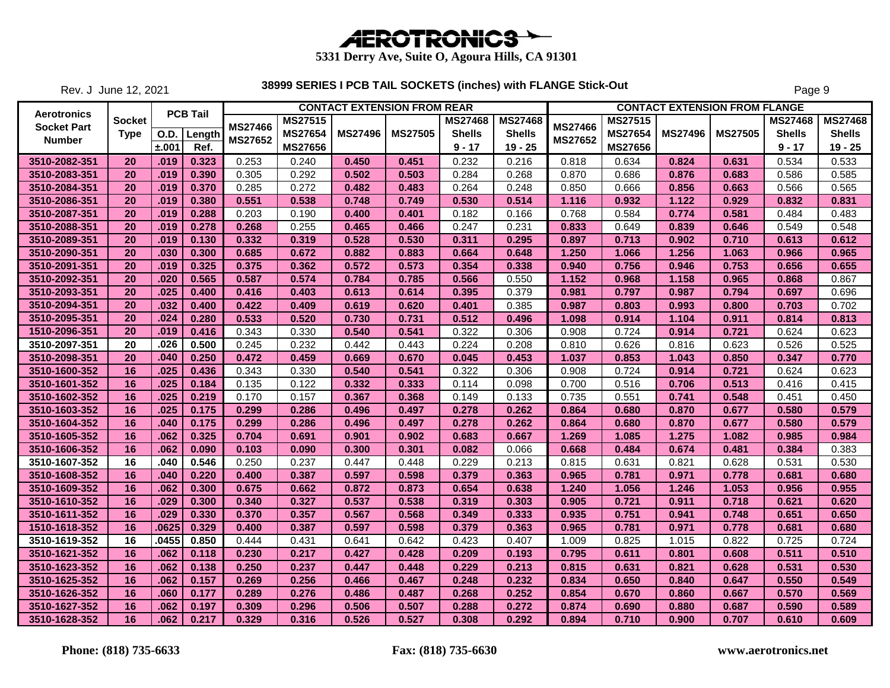# AEROTRONICS

**5331 Derry Ave, Suite O, Agoura Hills, CA 91301**

Rev. J June 12, 2021

## 38999 SERIES I PCB TAIL SOCKETS (inches) with FLANGE Stick-Out

| Aerotronics Socket Part Number | Socket Type | PCB Tail | | CONTACT EXTENSION FROM REAR | | | | | | CONTACT EXTENSION FROM FLANGE | | | | | |
|---|---|---|---|---|---|---|---|---|---|---|---|---|---|---|---|
| | | O.D. ±.001 | Length Ref. | MS27466 MS27652 | MS27515 MS27654 MS27656 | MS27496 | MS27505 | MS27468 Shells 9 - 17 | MS27468 Shells 19 - 25 | MS27466 MS27652 | MS27515 MS27654 MS27656 | MS27496 | MS27505 | MS27468 Shells 9 - 17 | MS27468 Shells 19 - 25 |
| 3510-2082-351 | 20 | .019 | 0.323 | 0.253 | 0.240 | 0.450 | 0.451 | 0.232 | 0.216 | 0.818 | 0.634 | 0.824 | 0.631 | 0.534 | 0.533 |
| 3510-2083-351 | 20 | .019 | 0.390 | 0.305 | 0.292 | 0.502 | 0.503 | 0.284 | 0.268 | 0.870 | 0.686 | 0.876 | 0.683 | 0.586 | 0.585 |
| 3510-2084-351 | 20 | .019 | 0.370 | 0.285 | 0.272 | 0.482 | 0.483 | 0.264 | 0.248 | 0.850 | 0.666 | 0.856 | 0.663 | 0.566 | 0.565 |
| 3510-2086-351 | 20 | .019 | 0.380 | 0.551 | 0.538 | 0.748 | 0.749 | 0.530 | 0.514 | 1.116 | 0.932 | 1.122 | 0.929 | 0.832 | 0.831 |
| 3510-2087-351 | 20 | .019 | 0.288 | 0.203 | 0.190 | 0.400 | 0.401 | 0.182 | 0.166 | 0.768 | 0.584 | 0.774 | 0.581 | 0.484 | 0.483 |
| 3510-2088-351 | 20 | .019 | 0.278 | 0.268 | 0.255 | 0.465 | 0.466 | 0.247 | 0.231 | 0.833 | 0.649 | 0.839 | 0.646 | 0.549 | 0.548 |
| 3510-2089-351 | 20 | .019 | 0.130 | 0.332 | 0.319 | 0.528 | 0.530 | 0.311 | 0.295 | 0.897 | 0.713 | 0.902 | 0.710 | 0.613 | 0.612 |
| 3510-2090-351 | 20 | .030 | 0.300 | 0.685 | 0.672 | 0.882 | 0.883 | 0.664 | 0.648 | 1.250 | 1.066 | 1.256 | 1.063 | 0.966 | 0.965 |
| 3510-2091-351 | 20 | .019 | 0.325 | 0.375 | 0.362 | 0.572 | 0.573 | 0.354 | 0.338 | 0.940 | 0.756 | 0.946 | 0.753 | 0.656 | 0.655 |
| 3510-2092-351 | 20 | .020 | 0.565 | 0.587 | 0.574 | 0.784 | 0.785 | 0.566 | 0.550 | 1.152 | 0.968 | 1.158 | 0.965 | 0.868 | 0.867 |
| 3510-2093-351 | 20 | .025 | 0.400 | 0.416 | 0.403 | 0.613 | 0.614 | 0.395 | 0.379 | 0.981 | 0.797 | 0.987 | 0.794 | 0.697 | 0.696 |
| 3510-2094-351 | 20 | .032 | 0.400 | 0.422 | 0.409 | 0.619 | 0.620 | 0.401 | 0.385 | 0.987 | 0.803 | 0.993 | 0.800 | 0.703 | 0.702 |
| 3510-2095-351 | 20 | .024 | 0.280 | 0.533 | 0.520 | 0.730 | 0.731 | 0.512 | 0.496 | 1.098 | 0.914 | 1.104 | 0.911 | 0.814 | 0.813 |
| 1510-2096-351 | 20 | .019 | 0.416 | 0.343 | 0.330 | 0.540 | 0.541 | 0.322 | 0.306 | 0.908 | 0.724 | 0.914 | 0.721 | 0.624 | 0.623 |
| 3510-2097-351 | 20 | .026 | 0.500 | 0.245 | 0.232 | 0.442 | 0.443 | 0.224 | 0.208 | 0.810 | 0.626 | 0.816 | 0.623 | 0.526 | 0.525 |
| 3510-2098-351 | 20 | .040 | 0.250 | 0.472 | 0.459 | 0.669 | 0.670 | 0.045 | 0.453 | 1.037 | 0.853 | 1.043 | 0.850 | 0.347 | 0.770 |
| 3510-1600-352 | 16 | .025 | 0.436 | 0.343 | 0.330 | 0.540 | 0.541 | 0.322 | 0.306 | 0.908 | 0.724 | 0.914 | 0.721 | 0.624 | 0.623 |
| 3510-1601-352 | 16 | .025 | 0.184 | 0.135 | 0.122 | 0.332 | 0.333 | 0.114 | 0.098 | 0.700 | 0.516 | 0.706 | 0.513 | 0.416 | 0.415 |
| 3510-1602-352 | 16 | .025 | 0.219 | 0.170 | 0.157 | 0.367 | 0.368 | 0.149 | 0.133 | 0.735 | 0.551 | 0.741 | 0.548 | 0.451 | 0.450 |
| 3510-1603-352 | 16 | .025 | 0.175 | 0.299 | 0.286 | 0.496 | 0.497 | 0.278 | 0.262 | 0.864 | 0.680 | 0.870 | 0.677 | 0.580 | 0.579 |
| 3510-1604-352 | 16 | .040 | 0.175 | 0.299 | 0.286 | 0.496 | 0.497 | 0.278 | 0.262 | 0.864 | 0.680 | 0.870 | 0.677 | 0.580 | 0.579 |
| 3510-1605-352 | 16 | .062 | 0.325 | 0.704 | 0.691 | 0.901 | 0.902 | 0.683 | 0.667 | 1.269 | 1.085 | 1.275 | 1.082 | 0.985 | 0.984 |
| 3510-1606-352 | 16 | .062 | 0.090 | 0.103 | 0.090 | 0.300 | 0.301 | 0.082 | 0.066 | 0.668 | 0.484 | 0.674 | 0.481 | 0.384 | 0.383 |
| 3510-1607-352 | 16 | .040 | 0.546 | 0.250 | 0.237 | 0.447 | 0.448 | 0.229 | 0.213 | 0.815 | 0.631 | 0.821 | 0.628 | 0.531 | 0.530 |
| 3510-1608-352 | 16 | .040 | 0.220 | 0.400 | 0.387 | 0.597 | 0.598 | 0.379 | 0.363 | 0.965 | 0.781 | 0.971 | 0.778 | 0.681 | 0.680 |
| 3510-1609-352 | 16 | .062 | 0.300 | 0.675 | 0.662 | 0.872 | 0.873 | 0.654 | 0.638 | 1.240 | 1.056 | 1.246 | 1.053 | 0.956 | 0.955 |
| 3510-1610-352 | 16 | .029 | 0.300 | 0.340 | 0.327 | 0.537 | 0.538 | 0.319 | 0.303 | 0.905 | 0.721 | 0.911 | 0.718 | 0.621 | 0.620 |
| 3510-1611-352 | 16 | .029 | 0.330 | 0.370 | 0.357 | 0.567 | 0.568 | 0.349 | 0.333 | 0.935 | 0.751 | 0.941 | 0.748 | 0.651 | 0.650 |
| 1510-1618-352 | 16 | .0625 | 0.329 | 0.400 | 0.387 | 0.597 | 0.598 | 0.379 | 0.363 | 0.965 | 0.781 | 0.971 | 0.778 | 0.681 | 0.680 |
| 3510-1619-352 | 16 | .0455 | 0.850 | 0.444 | 0.431 | 0.641 | 0.642 | 0.423 | 0.407 | 1.009 | 0.825 | 1.015 | 0.822 | 0.725 | 0.724 |
| 3510-1621-352 | 16 | .062 | 0.118 | 0.230 | 0.217 | 0.427 | 0.428 | 0.209 | 0.193 | 0.795 | 0.611 | 0.801 | 0.608 | 0.511 | 0.510 |
| 3510-1623-352 | 16 | .062 | 0.138 | 0.250 | 0.237 | 0.447 | 0.448 | 0.229 | 0.213 | 0.815 | 0.631 | 0.821 | 0.628 | 0.531 | 0.530 |
| 3510-1625-352 | 16 | .062 | 0.157 | 0.269 | 0.256 | 0.466 | 0.467 | 0.248 | 0.232 | 0.834 | 0.650 | 0.840 | 0.647 | 0.550 | 0.549 |
| 3510-1626-352 | 16 | .060 | 0.177 | 0.289 | 0.276 | 0.486 | 0.487 | 0.268 | 0.252 | 0.854 | 0.670 | 0.860 | 0.667 | 0.570 | 0.569 |
| 3510-1627-352 | 16 | .062 | 0.197 | 0.309 | 0.296 | 0.506 | 0.507 | 0.288 | 0.272 | 0.874 | 0.690 | 0.880 | 0.687 | 0.590 | 0.589 |
| 3510-1628-352 | 16 | .062 | 0.217 | 0.329 | 0.316 | 0.526 | 0.527 | 0.308 | 0.292 | 0.894 | 0.710 | 0.900 | 0.707 | 0.610 | 0.609 |

**Phone: (818) 735-6633** **Fax: (818) 735-6630** **www.aerotronics.net**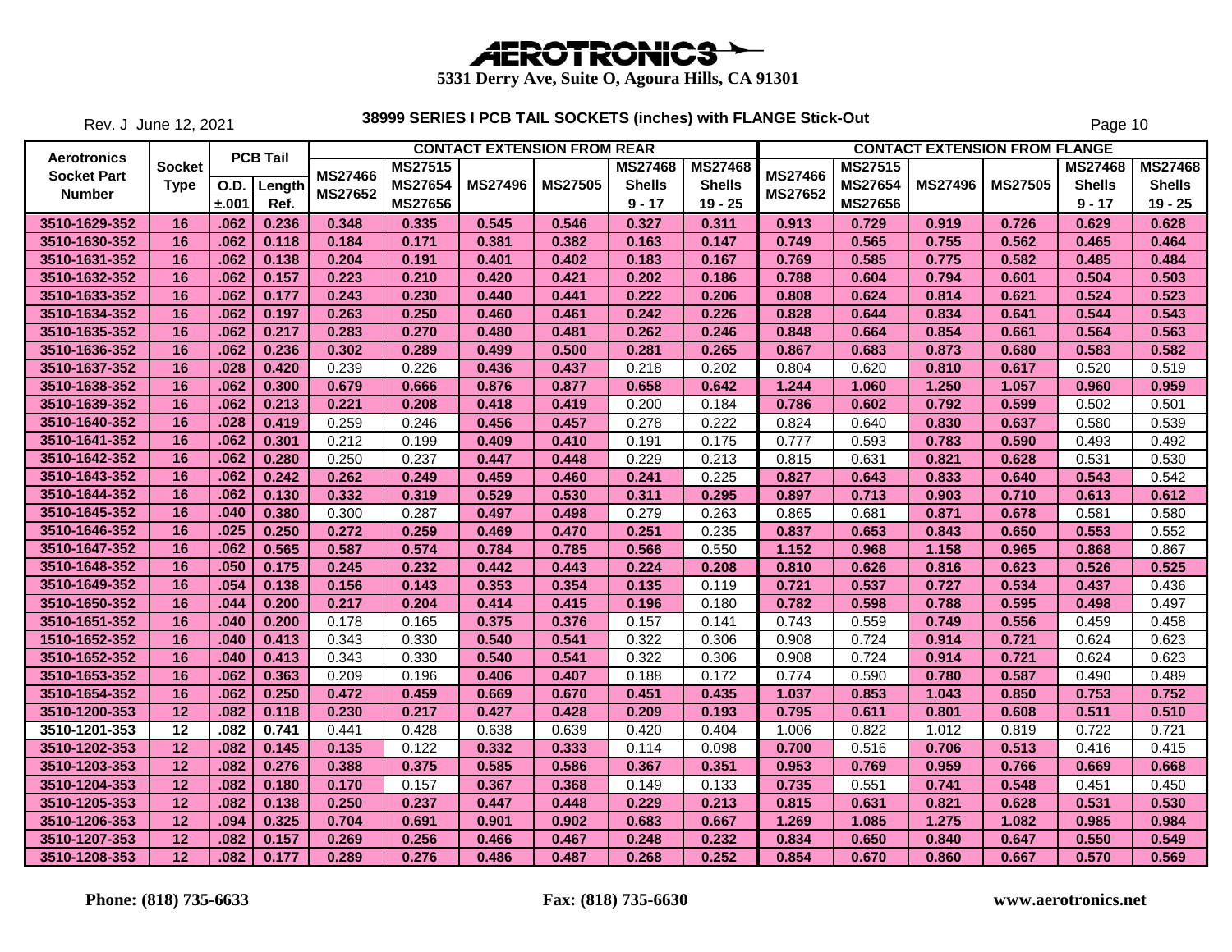**AEROTRONICS**

**5331 Derry Ave, Suite O, Agoura Hills, CA 91301**

Rev. J June 12, 2021

## 38999 SERIES I PCB TAIL SOCKETS (inches) with FLANGE Stick-Out

| Aerotronics Socket Part Number | Socket Type | PCB Tail | | CONTACT EXTENSION FROM REAR | | | | | | CONTACT EXTENSION FROM FLANGE | | | | | |
|---|---|---|---|---|---|---|---|---|---|---|---|---|---|---|---|
| | | O.D. ±.001 | Length Ref. | MS27466 MS27652 | MS27515 MS27654 MS27656 | MS27496 | MS27505 | MS27468 Shells 9 - 17 | MS27468 Shells 19 - 25 | MS27466 MS27652 | MS27515 MS27654 MS27656 | MS27496 | MS27505 | MS27468 Shells 9 - 17 | MS27468 Shells 19 - 25 |
| 3510-1629-352 | 16 | .062 | 0.236 | 0.348 | 0.335 | 0.545 | 0.546 | 0.327 | 0.311 | 0.913 | 0.729 | 0.919 | 0.726 | 0.629 | 0.628 |
| 3510-1630-352 | 16 | .062 | 0.118 | 0.184 | 0.171 | 0.381 | 0.382 | 0.163 | 0.147 | 0.749 | 0.565 | 0.755 | 0.562 | 0.465 | 0.464 |
| 3510-1631-352 | 16 | .062 | 0.138 | 0.204 | 0.191 | 0.401 | 0.402 | 0.183 | 0.167 | 0.769 | 0.585 | 0.775 | 0.582 | 0.485 | 0.484 |
| 3510-1632-352 | 16 | .062 | 0.157 | 0.223 | 0.210 | 0.420 | 0.421 | 0.202 | 0.186 | 0.788 | 0.604 | 0.794 | 0.601 | 0.504 | 0.503 |
| 3510-1633-352 | 16 | .062 | 0.177 | 0.243 | 0.230 | 0.440 | 0.441 | 0.222 | 0.206 | 0.808 | 0.624 | 0.814 | 0.621 | 0.524 | 0.523 |
| 3510-1634-352 | 16 | .062 | 0.197 | 0.263 | 0.250 | 0.460 | 0.461 | 0.242 | 0.226 | 0.828 | 0.644 | 0.834 | 0.641 | 0.544 | 0.543 |
| 3510-1635-352 | 16 | .062 | 0.217 | 0.283 | 0.270 | 0.480 | 0.481 | 0.262 | 0.246 | 0.848 | 0.664 | 0.854 | 0.661 | 0.564 | 0.563 |
| 3510-1636-352 | 16 | .062 | 0.236 | 0.302 | 0.289 | 0.499 | 0.500 | 0.281 | 0.265 | 0.867 | 0.683 | 0.873 | 0.680 | 0.583 | 0.582 |
| 3510-1637-352 | 16 | .028 | 0.420 | 0.239 | 0.226 | 0.436 | 0.437 | 0.218 | 0.202 | 0.804 | 0.620 | 0.810 | 0.617 | 0.520 | 0.519 |
| 3510-1638-352 | 16 | .062 | 0.300 | 0.679 | 0.666 | 0.876 | 0.877 | 0.658 | 0.642 | 1.244 | 1.060 | 1.250 | 1.057 | 0.960 | 0.959 |
| 3510-1639-352 | 16 | .062 | 0.213 | 0.221 | 0.208 | 0.418 | 0.419 | 0.200 | 0.184 | 0.786 | 0.602 | 0.792 | 0.599 | 0.502 | 0.501 |
| 3510-1640-352 | 16 | .028 | 0.419 | 0.259 | 0.246 | 0.456 | 0.457 | 0.278 | 0.222 | 0.824 | 0.640 | 0.830 | 0.637 | 0.580 | 0.539 |
| 3510-1641-352 | 16 | .062 | 0.301 | 0.212 | 0.199 | 0.409 | 0.410 | 0.191 | 0.175 | 0.777 | 0.593 | 0.783 | 0.590 | 0.493 | 0.492 |
| 3510-1642-352 | 16 | .062 | 0.280 | 0.250 | 0.237 | 0.447 | 0.448 | 0.229 | 0.213 | 0.815 | 0.631 | 0.821 | 0.628 | 0.531 | 0.530 |
| 3510-1643-352 | 16 | .062 | 0.242 | 0.262 | 0.249 | 0.459 | 0.460 | 0.241 | 0.225 | 0.827 | 0.643 | 0.833 | 0.640 | 0.543 | 0.542 |
| 3510-1644-352 | 16 | .062 | 0.130 | 0.332 | 0.319 | 0.529 | 0.530 | 0.311 | 0.295 | 0.897 | 0.713 | 0.903 | 0.710 | 0.613 | 0.612 |
| 3510-1645-352 | 16 | .040 | 0.380 | 0.300 | 0.287 | 0.497 | 0.498 | 0.279 | 0.263 | 0.865 | 0.681 | 0.871 | 0.678 | 0.581 | 0.580 |
| 3510-1646-352 | 16 | .025 | 0.250 | 0.272 | 0.259 | 0.469 | 0.470 | 0.251 | 0.235 | 0.837 | 0.653 | 0.843 | 0.650 | 0.553 | 0.552 |
| 3510-1647-352 | 16 | .062 | 0.565 | 0.587 | 0.574 | 0.784 | 0.785 | 0.566 | 0.550 | 1.152 | 0.968 | 1.158 | 0.965 | 0.868 | 0.867 |
| 3510-1648-352 | 16 | .050 | 0.175 | 0.245 | 0.232 | 0.442 | 0.443 | 0.224 | 0.208 | 0.810 | 0.626 | 0.816 | 0.623 | 0.526 | 0.525 |
| 3510-1649-352 | 16 | .054 | 0.138 | 0.156 | 0.143 | 0.353 | 0.354 | 0.135 | 0.119 | 0.721 | 0.537 | 0.727 | 0.534 | 0.437 | 0.436 |
| 3510-1650-352 | 16 | .044 | 0.200 | 0.217 | 0.204 | 0.414 | 0.415 | 0.196 | 0.180 | 0.782 | 0.598 | 0.788 | 0.595 | 0.498 | 0.497 |
| 3510-1651-352 | 16 | .040 | 0.200 | 0.178 | 0.165 | 0.375 | 0.376 | 0.157 | 0.141 | 0.743 | 0.559 | 0.749 | 0.556 | 0.459 | 0.458 |
| 1510-1652-352 | 16 | .040 | 0.413 | 0.343 | 0.330 | 0.540 | 0.541 | 0.322 | 0.306 | 0.908 | 0.724 | 0.914 | 0.721 | 0.624 | 0.623 |
| 3510-1652-352 | 16 | .040 | 0.413 | 0.343 | 0.330 | 0.540 | 0.541 | 0.322 | 0.306 | 0.908 | 0.724 | 0.914 | 0.721 | 0.624 | 0.623 |
| 3510-1653-352 | 16 | .062 | 0.363 | 0.209 | 0.196 | 0.406 | 0.407 | 0.188 | 0.172 | 0.774 | 0.590 | 0.780 | 0.587 | 0.490 | 0.489 |
| 3510-1654-352 | 16 | .062 | 0.250 | 0.472 | 0.459 | 0.669 | 0.670 | 0.451 | 0.435 | 1.037 | 0.853 | 1.043 | 0.850 | 0.753 | 0.752 |
| 3510-1200-353 | 12 | .082 | 0.118 | 0.230 | 0.217 | 0.427 | 0.428 | 0.209 | 0.193 | 0.795 | 0.611 | 0.801 | 0.608 | 0.511 | 0.510 |
| 3510-1201-353 | 12 | .082 | 0.741 | 0.441 | 0.428 | 0.638 | 0.639 | 0.420 | 0.404 | 1.006 | 0.822 | 1.012 | 0.819 | 0.722 | 0.721 |
| 3510-1202-353 | 12 | .082 | 0.145 | 0.135 | 0.122 | 0.332 | 0.333 | 0.114 | 0.098 | 0.700 | 0.516 | 0.706 | 0.513 | 0.416 | 0.415 |
| 3510-1203-353 | 12 | .082 | 0.276 | 0.388 | 0.375 | 0.585 | 0.586 | 0.367 | 0.351 | 0.953 | 0.769 | 0.959 | 0.766 | 0.669 | 0.668 |
| 3510-1204-353 | 12 | .082 | 0.180 | 0.170 | 0.157 | 0.367 | 0.368 | 0.149 | 0.133 | 0.735 | 0.551 | 0.741 | 0.548 | 0.451 | 0.450 |
| 3510-1205-353 | 12 | .082 | 0.138 | 0.250 | 0.237 | 0.447 | 0.448 | 0.229 | 0.213 | 0.815 | 0.631 | 0.821 | 0.628 | 0.531 | 0.530 |
| 3510-1206-353 | 12 | .094 | 0.325 | 0.704 | 0.691 | 0.901 | 0.902 | 0.683 | 0.667 | 1.269 | 1.085 | 1.275 | 1.082 | 0.985 | 0.984 |
| 3510-1207-353 | 12 | .082 | 0.157 | 0.269 | 0.256 | 0.466 | 0.467 | 0.248 | 0.232 | 0.834 | 0.650 | 0.840 | 0.647 | 0.550 | 0.549 |
| 3510-1208-353 | 12 | .082 | 0.177 | 0.289 | 0.276 | 0.486 | 0.487 | 0.268 | 0.252 | 0.854 | 0.670 | 0.860 | 0.667 | 0.570 | 0.569 |

**Phone: (818) 735-6633** **Fax: (818) 735-6630** **www.aerotronics.net**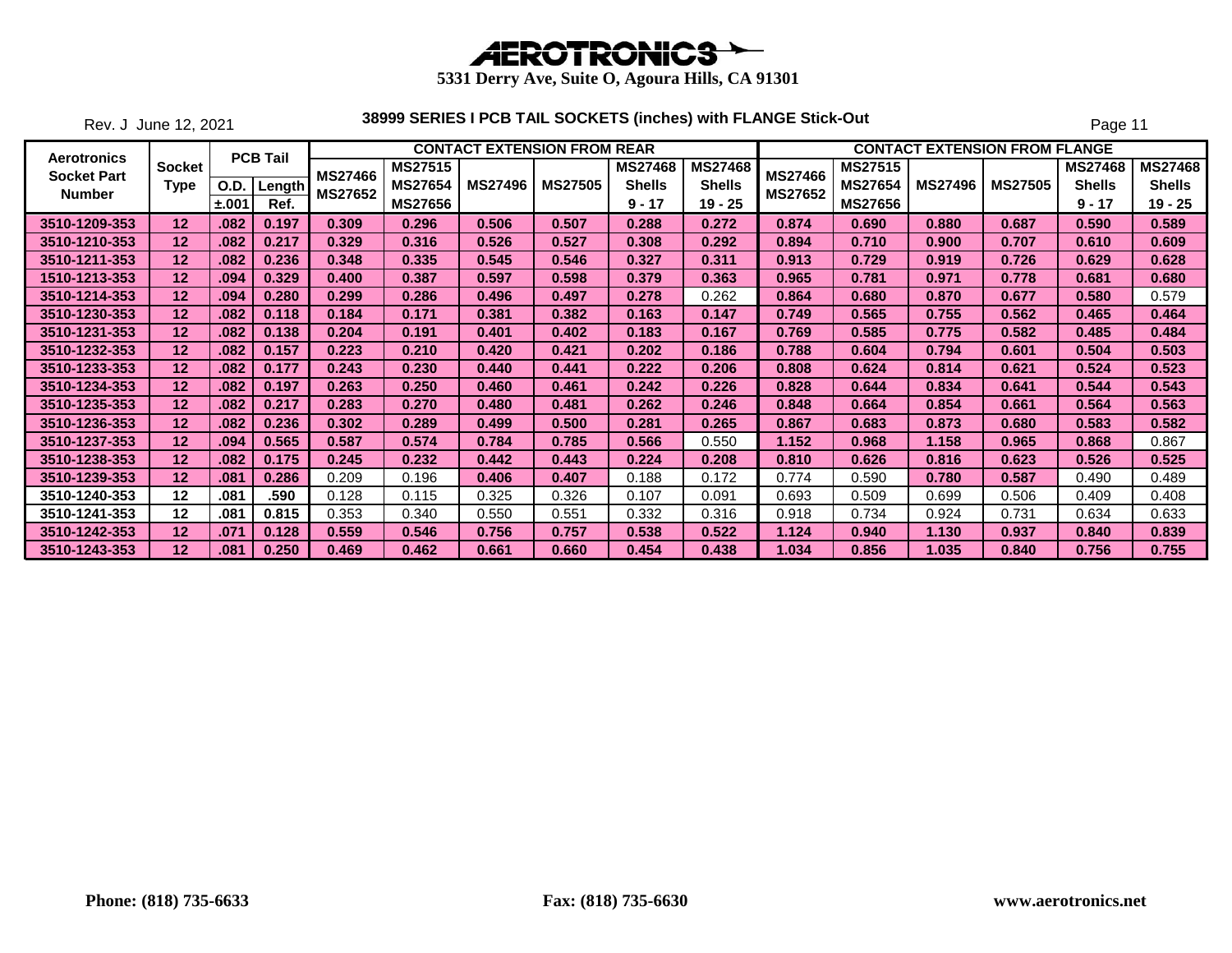# AEROTRONICS

**5331 Derry Ave, Suite O, Agoura Hills, CA 91301**

Rev. J June 12, 2021

## 38999 SERIES I PCB TAIL SOCKETS (inches) with FLANGE Stick-Out

| Aerotronics Socket Part Number | Socket Type | PCB Tail | | CONTACT EXTENSION FROM REAR | | | | | | CONTACT EXTENSION FROM FLANGE | | | | | |
|---|---|---|---|---|---|---|---|---|---|---|---|---|---|---|---|
| | | O.D. ±.001 | Length Ref. | MS27466 MS27652 | MS27515 MS27654 MS27656 | MS27496 | MS27505 | MS27468 Shells 9 - 17 | MS27468 Shells 19 - 25 | MS27466 MS27652 | MS27515 MS27654 MS27656 | MS27496 | MS27505 | MS27468 Shells 9 - 17 | MS27468 Shells 19 - 25 |
| 3510-1209-353 | 12 | .082 | 0.197 | 0.309 | 0.296 | 0.506 | 0.507 | 0.288 | 0.272 | 0.874 | 0.690 | 0.880 | 0.687 | 0.590 | 0.589 |
| 3510-1210-353 | 12 | .082 | 0.217 | 0.329 | 0.316 | 0.526 | 0.527 | 0.308 | 0.292 | 0.894 | 0.710 | 0.900 | 0.707 | 0.610 | 0.609 |
| 3510-1211-353 | 12 | .082 | 0.236 | 0.348 | 0.335 | 0.545 | 0.546 | 0.327 | 0.311 | 0.913 | 0.729 | 0.919 | 0.726 | 0.629 | 0.628 |
| 1510-1213-353 | 12 | .094 | 0.329 | 0.400 | 0.387 | 0.597 | 0.598 | 0.379 | 0.363 | 0.965 | 0.781 | 0.971 | 0.778 | 0.681 | 0.680 |
| 3510-1214-353 | 12 | .094 | 0.280 | 0.299 | 0.286 | 0.496 | 0.497 | 0.278 | 0.262 | 0.864 | 0.680 | 0.870 | 0.677 | 0.580 | 0.579 |
| 3510-1230-353 | 12 | .082 | 0.118 | 0.184 | 0.171 | 0.381 | 0.382 | 0.163 | 0.147 | 0.749 | 0.565 | 0.755 | 0.562 | 0.465 | 0.464 |
| 3510-1231-353 | 12 | .082 | 0.138 | 0.204 | 0.191 | 0.401 | 0.402 | 0.183 | 0.167 | 0.769 | 0.585 | 0.775 | 0.582 | 0.485 | 0.484 |
| 3510-1232-353 | 12 | .082 | 0.157 | 0.223 | 0.210 | 0.420 | 0.421 | 0.202 | 0.186 | 0.788 | 0.604 | 0.794 | 0.601 | 0.504 | 0.503 |
| 3510-1233-353 | 12 | .082 | 0.177 | 0.243 | 0.230 | 0.440 | 0.441 | 0.222 | 0.206 | 0.808 | 0.624 | 0.814 | 0.621 | 0.524 | 0.523 |
| 3510-1234-353 | 12 | .082 | 0.197 | 0.263 | 0.250 | 0.460 | 0.461 | 0.242 | 0.226 | 0.828 | 0.644 | 0.834 | 0.641 | 0.544 | 0.543 |
| 3510-1235-353 | 12 | .082 | 0.217 | 0.283 | 0.270 | 0.480 | 0.481 | 0.262 | 0.246 | 0.848 | 0.664 | 0.854 | 0.661 | 0.564 | 0.563 |
| 3510-1236-353 | 12 | .082 | 0.236 | 0.302 | 0.289 | 0.499 | 0.500 | 0.281 | 0.265 | 0.867 | 0.683 | 0.873 | 0.680 | 0.583 | 0.582 |
| 3510-1237-353 | 12 | .094 | 0.565 | 0.587 | 0.574 | 0.784 | 0.785 | 0.566 | 0.550 | 1.152 | 0.968 | 1.158 | 0.965 | 0.868 | 0.867 |
| 3510-1238-353 | 12 | .082 | 0.175 | 0.245 | 0.232 | 0.442 | 0.443 | 0.224 | 0.208 | 0.810 | 0.626 | 0.816 | 0.623 | 0.526 | 0.525 |
| 3510-1239-353 | 12 | .081 | 0.286 | 0.209 | 0.196 | 0.406 | 0.407 | 0.188 | 0.172 | 0.774 | 0.590 | 0.780 | 0.587 | 0.490 | 0.489 |
| 3510-1240-353 | 12 | .081 | .590 | 0.128 | 0.115 | 0.325 | 0.326 | 0.107 | 0.091 | 0.693 | 0.509 | 0.699 | 0.506 | 0.409 | 0.408 |
| 3510-1241-353 | 12 | .081 | 0.815 | 0.353 | 0.340 | 0.550 | 0.551 | 0.332 | 0.316 | 0.918 | 0.734 | 0.924 | 0.731 | 0.634 | 0.633 |
| 3510-1242-353 | 12 | .071 | 0.128 | 0.559 | 0.546 | 0.756 | 0.757 | 0.538 | 0.522 | 1.124 | 0.940 | 1.130 | 0.937 | 0.840 | 0.839 |
| 3510-1243-353 | 12 | .081 | 0.250 | 0.469 | 0.462 | 0.661 | 0.660 | 0.454 | 0.438 | 1.034 | 0.856 | 1.035 | 0.840 | 0.756 | 0.755 |

**Phone: (818) 735-6633** **Fax: (818) 735-6630** **www.aerotronics.net**